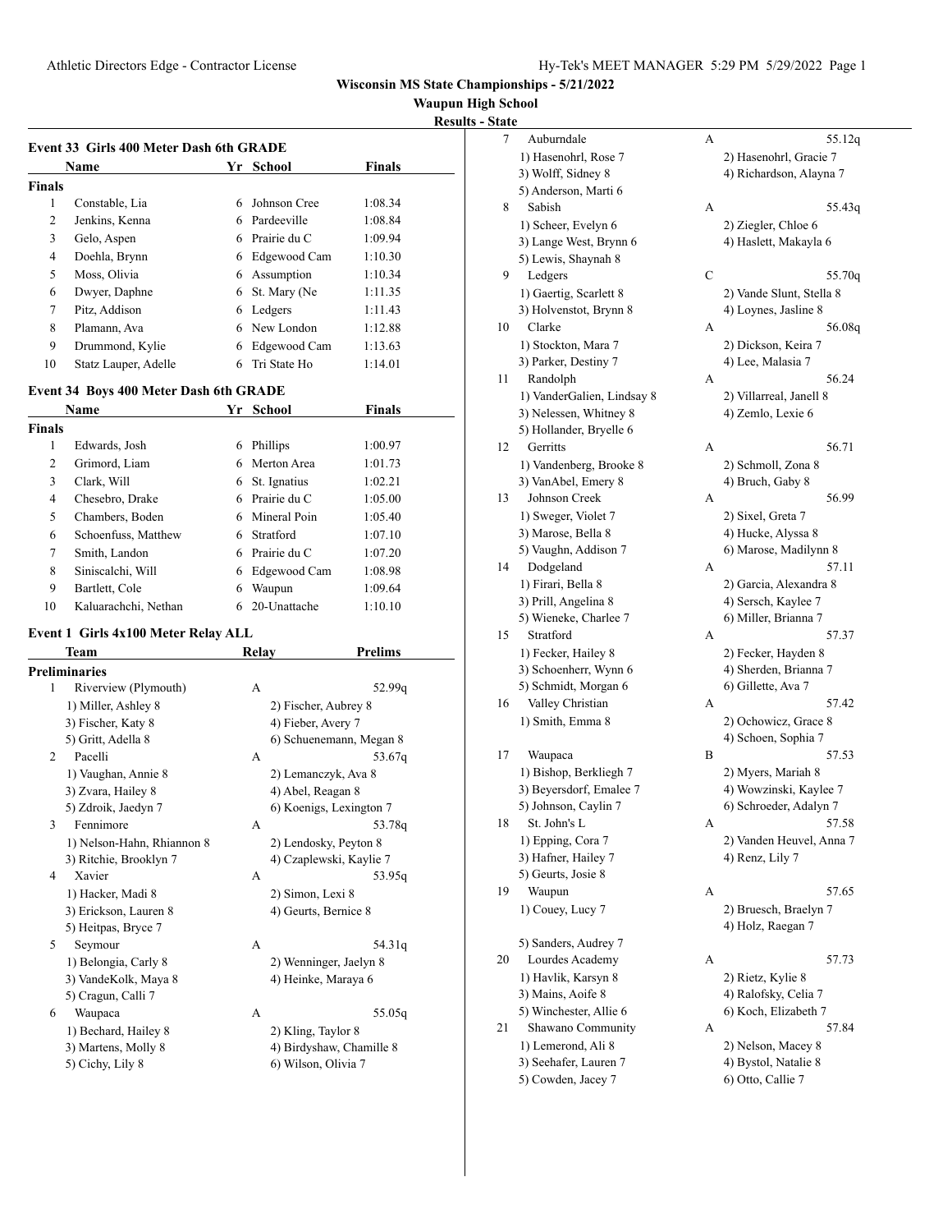Wisconsin MS State Championships - 5/21/2022

Waupun High School

Results - State

### Event 33 Girls 400 Meter Dash 6th GRADE

| | Name | Yr | School | Finals |
|---|---|---|---|---|
| **Finals** | | | | |
| 1 | Constable, Lia | 6 | Johnson Cree | 1:08.34 |
| 2 | Jenkins, Kenna | 6 | Pardeeville | 1:08.84 |
| 3 | Gelo, Aspen | 6 | Prairie du C | 1:09.94 |
| 4 | Doehla, Brynn | 6 | Edgewood Cam | 1:10.30 |
| 5 | Moss, Olivia | 6 | Assumption | 1:10.34 |
| 6 | Dwyer, Daphne | 6 | St. Mary (Ne | 1:11.35 |
| 7 | Pitz, Addison | 6 | Ledgers | 1:11.43 |
| 8 | Plamann, Ava | 6 | New London | 1:12.88 |
| 9 | Drummond, Kylie | 6 | Edgewood Cam | 1:13.63 |
| 10 | Statz Lauper, Adelle | 6 | Tri State Ho | 1:14.01 |

### Event 34 Boys 400 Meter Dash 6th GRADE

| | Name | Yr | School | Finals |
|---|---|---|---|---|
| **Finals** | | | | |
| 1 | Edwards, Josh | 6 | Phillips | 1:00.97 |
| 2 | Grimord, Liam | 6 | Merton Area | 1:01.73 |
| 3 | Clark, Will | 6 | St. Ignatius | 1:02.21 |
| 4 | Chesebro, Drake | 6 | Prairie du C | 1:05.00 |
| 5 | Chambers, Boden | 6 | Mineral Poin | 1:05.40 |
| 6 | Schoenfuss, Matthew | 6 | Stratford | 1:07.10 |
| 7 | Smith, Landon | 6 | Prairie du C | 1:07.20 |
| 8 | Siniscalchi, Will | 6 | Edgewood Cam | 1:08.98 |
| 9 | Bartlett, Cole | 6 | Waupun | 1:09.64 |
| 10 | Kaluarachchi, Nethan | 6 | 20-Unattache | 1:10.10 |

### Event 1 Girls 4x100 Meter Relay ALL

| | Team | Relay | Prelims |
|---|---|---|---|
| **Preliminaries** | | | |
| 1 | Riverview (Plymouth) | A | 52.99q |
| | 1) Miller, Ashley 8; 2) Fischer, Aubrey 8; 3) Fischer, Katy 8; 4) Fieber, Avery 7; 5) Gritt, Adella 8; 6) Schuenemann, Megan 8 | | |
| 2 | Pacelli | A | 53.67q |
| | 1) Vaughan, Annie 8; 2) Lemanczyk, Ava 8; 3) Zvara, Hailey 8; 4) Abel, Reagan 8; 5) Zdroik, Jaedyn 7; 6) Koenigs, Lexington 7 | | |
| 3 | Fennimore | A | 53.78q |
| | 1) Nelson-Hahn, Rhiannon 8; 2) Lendosky, Peyton 8; 3) Ritchie, Brooklyn 7; 4) Czaplewski, Kaylie 7 | | |
| 4 | Xavier | A | 53.95q |
| | 1) Hacker, Madi 8; 2) Simon, Lexi 8; 3) Erickson, Lauren 8; 4) Geurts, Bernice 8; 5) Heitpas, Bryce 7 | | |
| 5 | Seymour | A | 54.31q |
| | 1) Belongia, Carly 8; 2) Wenninger, Jaelyn 8; 3) VandeKolk, Maya 8; 4) Heinke, Maraya 6; 5) Cragun, Calli 7 | | |
| 6 | Waupaca | A | 55.05q |
| | 1) Bechard, Hailey 8; 2) Kling, Taylor 8; 3) Martens, Molly 8; 4) Birdyshaw, Chamille 8; 5) Cichy, Lily 8; 6) Wilson, Olivia 7 | | |
| 7 | Auburndale | A | 55.12q |
| | 1) Hasenohrl, Rose 7; 2) Hasenohrl, Gracie 7; 3) Wolff, Sidney 8; 4) Richardson, Alayna 7; 5) Anderson, Marti 6 | | |
| 8 | Sabish | A | 55.43q |
| | 1) Scheer, Evelyn 6; 2) Ziegler, Chloe 6; 3) Lange West, Brynn 6; 4) Haslett, Makayla 6; 5) Lewis, Shaynah 8 | | |
| 9 | Ledgers | C | 55.70q |
| | 1) Gaertig, Scarlett 8; 2) Vande Slunt, Stella 8; 3) Holvenstot, Brynn 8; 4) Loynes, Jasline 8 | | |
| 10 | Clarke | A | 56.08q |
| | 1) Stockton, Mara 7; 2) Dickson, Keira 7; 3) Parker, Destiny 7; 4) Lee, Malasia 7 | | |
| 11 | Randolph | A | 56.24 |
| | 1) VanderGalien, Lindsay 8; 2) Villarreal, Janell 8; 3) Nelessen, Whitney 8; 4) Zemlo, Lexie 6; 5) Hollander, Bryelle 6 | | |
| 12 | Gerritts | A | 56.71 |
| | 1) Vandenberg, Brooke 8; 2) Schmoll, Zona 8; 3) VanAbel, Emery 8; 4) Bruch, Gaby 8 | | |
| 13 | Johnson Creek | A | 56.99 |
| | 1) Sweger, Violet 7; 2) Sixel, Greta 7; 3) Marose, Bella 8; 4) Hucke, Alyssa 8; 5) Vaughn, Addison 7; 6) Marose, Madilynn 8 | | |
| 14 | Dodgeland | A | 57.11 |
| | 1) Firari, Bella 8; 2) Garcia, Alexandra 8; 3) Prill, Angelina 8; 4) Sersch, Kaylee 7; 5) Wieneke, Charlee 7; 6) Miller, Brianna 7 | | |
| 15 | Stratford | A | 57.37 |
| | 1) Fecker, Hailey 8; 2) Fecker, Hayden 8; 3) Schoenherr, Wynn 6; 4) Sherden, Brianna 7; 5) Schmidt, Morgan 6; 6) Gillette, Ava 7 | | |
| 16 | Valley Christian | A | 57.42 |
| | 1) Smith, Emma 8; 2) Ochowicz, Grace 8; 4) Schoen, Sophia 7 | | |
| 17 | Waupaca | B | 57.53 |
| | 1) Bishop, Berkliegh 7; 2) Myers, Mariah 8; 3) Beyersdorf, Emalee 7; 4) Wowzinski, Kaylee 7; 5) Johnson, Caylin 7; 6) Schroeder, Adalyn 7 | | |
| 18 | St. John's L | A | 57.58 |
| | 1) Epping, Cora 7; 2) Vanden Heuvel, Anna 7; 3) Hafner, Hailey 7; 4) Renz, Lily 7; 5) Geurts, Josie 8 | | |
| 19 | Waupun | A | 57.65 |
| | 1) Couey, Lucy 7; 2) Bruesch, Braelyn 7; 4) Holz, Raegan 7; 5) Sanders, Audrey 7 | | |
| 20 | Lourdes Academy | A | 57.73 |
| | 1) Havlik, Karsyn 8; 2) Rietz, Kylie 8; 3) Mains, Aoife 8; 4) Ralofsky, Celia 7; 5) Winchester, Allie 6; 6) Koch, Elizabeth 7 | | |
| 21 | Shawano Community | A | 57.84 |
| | 1) Lemerond, Ali 8; 2) Nelson, Macey 8; 3) Seehafer, Lauren 7; 4) Bystol, Natalie 8; 5) Cowden, Jacey 7; 6) Otto, Callie 7 | | |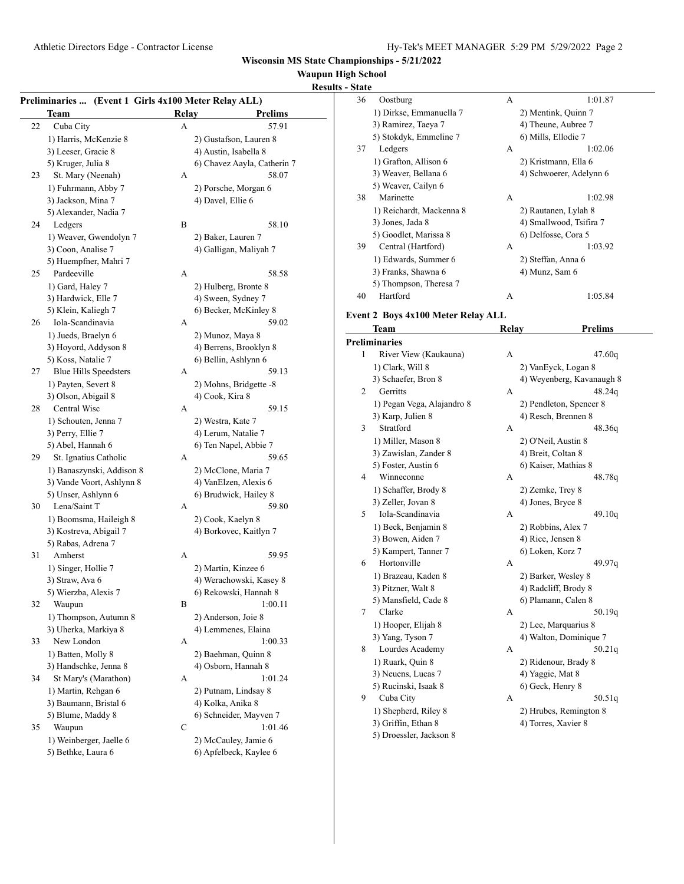## Wisconsin MS State Championships - 5/21/2022

**Waupun High School**

**Results - State**

### Preliminaries ... (Event 1 Girls 4x100 Meter Relay ALL)

| | Team | Relay | Prelims |
|---|---|---|---|
| 22 | Cuba City | A | 57.91 |
| | 1) Harris, McKenzie 8 | 2) Gustafson, Lauren 8 | |
| | 3) Leeser, Gracie 8 | 4) Austin, Isabella 8 | |
| | 5) Kruger, Julia 8 | 6) Chavez Aayla, Catherin 7 | |
| 23 | St. Mary (Neenah) | A | 58.07 |
| | 1) Fuhrmann, Abby 7 | 2) Porsche, Morgan 6 | |
| | 3) Jackson, Mina 7 | 4) Davel, Ellie 6 | |
| | 5) Alexander, Nadia 7 | | |
| 24 | Ledgers | B | 58.10 |
| | 1) Weaver, Gwendolyn 7 | 2) Baker, Lauren 7 | |
| | 3) Coon, Analise 7 | 4) Galligan, Maliyah 7 | |
| | 5) Huempfner, Mahri 7 | | |
| 25 | Pardeeville | A | 58.58 |
| | 1) Gard, Haley 7 | 2) Hulberg, Bronte 8 | |
| | 3) Hardwick, Elle 7 | 4) Sween, Sydney 7 | |
| | 5) Klein, Kaliegh 7 | 6) Becker, McKinley 8 | |
| 26 | Iola-Scandinavia | A | 59.02 |
| | 1) Jueds, Braelyn 6 | 2) Munoz, Maya 8 | |
| | 3) Hoyord, Addyson 8 | 4) Berrens, Brooklyn 8 | |
| | 5) Koss, Natalie 7 | 6) Bellin, Ashlynn 6 | |
| 27 | Blue Hills Speedsters | A | 59.13 |
| | 1) Payten, Severt 8 | 2) Mohns, Bridgette -8 | |
| | 3) Olson, Abigail 8 | 4) Cook, Kira 8 | |
| 28 | Central Wisc | A | 59.15 |
| | 1) Schouten, Jenna 7 | 2) Westra, Kate 7 | |
| | 3) Perry, Ellie 7 | 4) Lerum, Natalie 7 | |
| | 5) Abel, Hannah 6 | 6) Ten Napel, Abbie 7 | |
| 29 | St. Ignatius Catholic | A | 59.65 |
| | 1) Banaszynski, Addison 8 | 2) McClone, Maria 7 | |
| | 3) Vande Voort, Ashlynn 8 | 4) VanElzen, Alexis 6 | |
| | 5) Unser, Ashlynn 6 | 6) Brudwick, Hailey 8 | |
| 30 | Lena/Saint T | A | 59.80 |
| | 1) Boomsma, Haileigh 8 | 2) Cook, Kaelyn 8 | |
| | 3) Kostreva, Abigail 7 | 4) Borkovec, Kaitlyn 7 | |
| | 5) Rabas, Adrena 7 | | |
| 31 | Amherst | A | 59.95 |
| | 1) Singer, Hollie 7 | 2) Martin, Kinzee 6 | |
| | 3) Straw, Ava 6 | 4) Werachowski, Kasey 8 | |
| | 5) Wierzba, Alexis 7 | 6) Rekowski, Hannah 8 | |
| 32 | Waupun | B | 1:00.11 |
| | 1) Thompson, Autumn 8 | 2) Anderson, Joie 8 | |
| | 3) Uherka, Markiya 8 | 4) Lemmenes, Elaina | |
| 33 | New London | A | 1:00.33 |
| | 1) Batten, Molly 8 | 2) Baehman, Quinn 8 | |
| | 3) Handschke, Jenna 8 | 4) Osborn, Hannah 8 | |
| 34 | St Mary's (Marathon) | A | 1:01.24 |
| | 1) Martin, Rehgan 6 | 2) Putnam, Lindsay 8 | |
| | 3) Baumann, Bristal 6 | 4) Kolka, Anika 8 | |
| | 5) Blume, Maddy 8 | 6) Schneider, Mayven 7 | |
| 35 | Waupun | C | 1:01.46 |
| | 1) Weinberger, Jaelle 6 | 2) McCauley, Jamie 6 | |
| | 5) Bethke, Laura 6 | 6) Apfelbeck, Kaylee 6 | |
| 36 | Oostburg | A | 1:01.87 |
| | 1) Dirkse, Emmanuella 7 | 2) Mentink, Quinn 7 | |
| | 3) Ramirez, Taeya 7 | 4) Theune, Aubree 7 | |
| | 5) Stokdyk, Emmeline 7 | 6) Mills, Ellodie 7 | |
| 37 | Ledgers | A | 1:02.06 |
| | 1) Grafton, Allison 6 | 2) Kristmann, Ella 6 | |
| | 3) Weaver, Bellana 6 | 4) Schwoerer, Adelynn 6 | |
| | 5) Weaver, Cailyn 6 | | |
| 38 | Marinette | A | 1:02.98 |
| | 1) Reichardt, Mackenna 8 | 2) Rautanen, Lylah 8 | |
| | 3) Jones, Jada 8 | 4) Smallwood, Tsifira 7 | |
| | 5) Goodlet, Marissa 8 | 6) Delfosse, Cora 5 | |
| 39 | Central (Hartford) | A | 1:03.92 |
| | 1) Edwards, Summer 6 | 2) Steffan, Anna 6 | |
| | 3) Franks, Shawna 6 | 4) Munz, Sam 6 | |
| | 5) Thompson, Theresa 7 | | |
| 40 | Hartford | A | 1:05.84 |

### Event 2 Boys 4x100 Meter Relay ALL

| | Team | Relay | Prelims |
|---|---|---|---|
| **Preliminaries** | | | |
| 1 | River View (Kaukauna) | A | 47.60q |
| | 1) Clark, Will 8 | 2) VanEyck, Logan 8 | |
| | 3) Schaefer, Bron 8 | 4) Weyenberg, Kavanaugh 8 | |
| 2 | Gerritts | A | 48.24q |
| | 1) Pegan Vega, Alajandro 8 | 2) Pendleton, Spencer 8 | |
| | 3) Karp, Julien 8 | 4) Resch, Brennen 8 | |
| 3 | Stratford | A | 48.36q |
| | 1) Miller, Mason 8 | 2) O'Neil, Austin 8 | |
| | 3) Zawislan, Zander 8 | 4) Breit, Coltan 8 | |
| | 5) Foster, Austin 6 | 6) Kaiser, Mathias 8 | |
| 4 | Winneconne | A | 48.78q |
| | 1) Schaffer, Brody 8 | 2) Zemke, Trey 8 | |
| | 3) Zeller, Jovan 8 | 4) Jones, Bryce 8 | |
| 5 | Iola-Scandinavia | A | 49.10q |
| | 1) Beck, Benjamin 8 | 2) Robbins, Alex 7 | |
| | 3) Bowen, Aiden 7 | 4) Rice, Jensen 8 | |
| | 5) Kampert, Tanner 7 | 6) Loken, Korz 7 | |
| 6 | Hortonville | A | 49.97q |
| | 1) Brazeau, Kaden 8 | 2) Barker, Wesley 8 | |
| | 3) Pitzner, Walt 8 | 4) Radcliff, Brody 8 | |
| | 5) Mansfield, Cade 8 | 6) Plamann, Calen 8 | |
| 7 | Clarke | A | 50.19q |
| | 1) Hooper, Elijah 8 | 2) Lee, Marquarius 8 | |
| | 3) Yang, Tyson 7 | 4) Walton, Dominique 7 | |
| 8 | Lourdes Academy | A | 50.21q |
| | 1) Ruark, Quin 8 | 2) Ridenour, Brady 8 | |
| | 3) Neuens, Lucas 7 | 4) Yaggie, Mat 8 | |
| | 5) Rucinski, Isaak 8 | 6) Geck, Henry 8 | |
| 9 | Cuba City | A | 50.51q |
| | 1) Shepherd, Riley 8 | 2) Hrubes, Remington 8 | |
| | 3) Griffin, Ethan 8 | 4) Torres, Xavier 8 | |
| | 5) Droessler, Jackson 8 | | |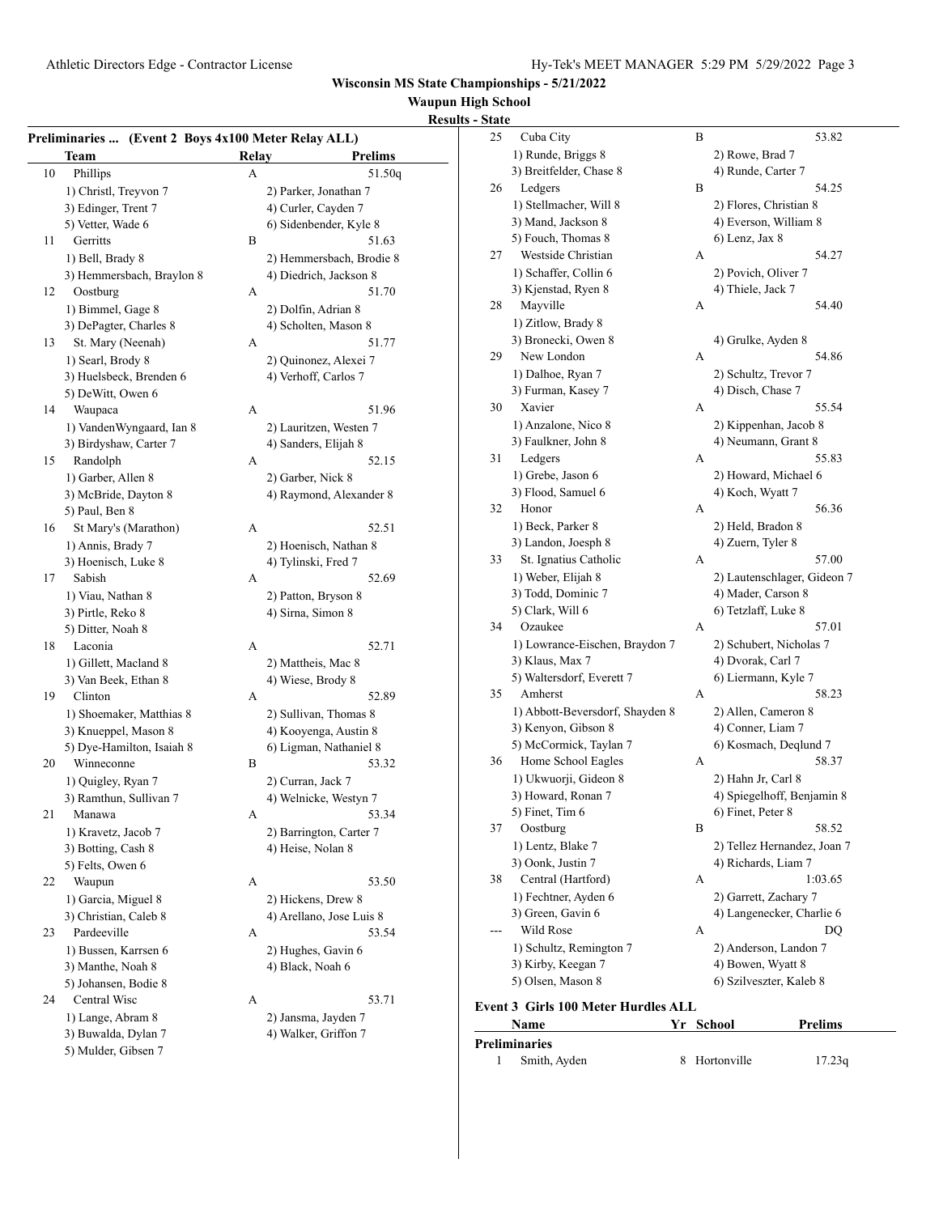**Wisconsin MS State Championships - 5/21/2022**

**Waupun High School**

**Results - State**

**Preliminaries ... (Event 2 Boys 4x100 Meter Relay ALL)**

| | Team | Relay | Prelims |
|---|---|---|---|
| 10 | Phillips | A | 51.50q |
| | 1) Christl, Treyvon 7 | 2) Parker, Jonathan 7 | |
| | 3) Edinger, Trent 7 | 4) Curler, Cayden 7 | |
| | 5) Vetter, Wade 6 | 6) Sidenbender, Kyle 8 | |
| 11 | Gerritts | B | 51.63 |
| | 1) Bell, Brady 8 | 2) Hemmersbach, Brodie 8 | |
| | 3) Hemmersbach, Braylon 8 | 4) Diedrich, Jackson 8 | |
| 12 | Oostburg | A | 51.70 |
| | 1) Bimmel, Gage 8 | 2) Dolfin, Adrian 8 | |
| | 3) DePagter, Charles 8 | 4) Scholten, Mason 8 | |
| 13 | St. Mary (Neenah) | A | 51.77 |
| | 1) Searl, Brody 8 | 2) Quinonez, Alexei 7 | |
| | 3) Huelsbeck, Brenden 6 | 4) Verhoff, Carlos 7 | |
| | 5) DeWitt, Owen 6 | | |
| 14 | Waupaca | A | 51.96 |
| | 1) VandenWyngaard, Ian 8 | 2) Lauritzen, Westen 7 | |
| | 3) Birdyshaw, Carter 7 | 4) Sanders, Elijah 8 | |
| 15 | Randolph | A | 52.15 |
| | 1) Garber, Allen 8 | 2) Garber, Nick 8 | |
| | 3) McBride, Dayton 8 | 4) Raymond, Alexander 8 | |
| | 5) Paul, Ben 8 | | |
| 16 | St Mary's (Marathon) | A | 52.51 |
| | 1) Annis, Brady 7 | 2) Hoenisch, Nathan 8 | |
| | 3) Hoenisch, Luke 8 | 4) Tylinski, Fred 7 | |
| 17 | Sabish | A | 52.69 |
| | 1) Viau, Nathan 8 | 2) Patton, Bryson 8 | |
| | 3) Pirtle, Reko 8 | 4) Sirna, Simon 8 | |
| | 5) Ditter, Noah 8 | | |
| 18 | Laconia | A | 52.71 |
| | 1) Gillett, Macland 8 | 2) Mattheis, Mac 8 | |
| | 3) Van Beek, Ethan 8 | 4) Wiese, Brody 8 | |
| 19 | Clinton | A | 52.89 |
| | 1) Shoemaker, Matthias 8 | 2) Sullivan, Thomas 8 | |
| | 3) Knueppel, Mason 8 | 4) Kooyenga, Austin 8 | |
| | 5) Dye-Hamilton, Isaiah 8 | 6) Ligman, Nathaniel 8 | |
| 20 | Winneconne | B | 53.32 |
| | 1) Quigley, Ryan 7 | 2) Curran, Jack 7 | |
| | 3) Ramthun, Sullivan 7 | 4) Welnicke, Westyn 7 | |
| 21 | Manawa | A | 53.34 |
| | 1) Kravetz, Jacob 7 | 2) Barrington, Carter 7 | |
| | 3) Botting, Cash 8 | 4) Heise, Nolan 8 | |
| | 5) Felts, Owen 6 | | |
| 22 | Waupun | A | 53.50 |
| | 1) Garcia, Miguel 8 | 2) Hickens, Drew 8 | |
| | 3) Christian, Caleb 8 | 4) Arellano, Jose Luis 8 | |
| 23 | Pardeeville | A | 53.54 |
| | 1) Bussen, Karrsen 6 | 2) Hughes, Gavin 6 | |
| | 3) Manthe, Noah 8 | 4) Black, Noah 6 | |
| | 5) Johansen, Bodie 8 | | |
| 24 | Central Wisc | A | 53.71 |
| | 1) Lange, Abram 8 | 2) Jansma, Jayden 7 | |
| | 3) Buwalda, Dylan 7 | 4) Walker, Griffon 7 | |
| | 5) Mulder, Gibsen 7 | | |
| 25 | Cuba City | B | 53.82 |
| | 1) Runde, Briggs 8 | 2) Rowe, Brad 7 | |
| | 3) Breitfelder, Chase 8 | 4) Runde, Carter 7 | |
| 26 | Ledgers | B | 54.25 |
| | 1) Stellmacher, Will 8 | 2) Flores, Christian 8 | |
| | 3) Mand, Jackson 8 | 4) Everson, William 8 | |
| | 5) Fouch, Thomas 8 | 6) Lenz, Jax 8 | |
| 27 | Westside Christian | A | 54.27 |
| | 1) Schaffer, Collin 6 | 2) Povich, Oliver 7 | |
| | 3) Kjenstad, Ryen 8 | 4) Thiele, Jack 7 | |
| 28 | Mayville | A | 54.40 |
| | 1) Zitlow, Brady 8 | | |
| | 3) Bronecki, Owen 8 | 4) Grulke, Ayden 8 | |
| 29 | New London | A | 54.86 |
| | 1) Dalhoe, Ryan 7 | 2) Schultz, Trevor 7 | |
| | 3) Furman, Kasey 7 | 4) Disch, Chase 7 | |
| 30 | Xavier | A | 55.54 |
| | 1) Anzalone, Nico 8 | 2) Kippenhan, Jacob 8 | |
| | 3) Faulkner, John 8 | 4) Neumann, Grant 8 | |
| 31 | Ledgers | A | 55.83 |
| | 1) Grebe, Jason 6 | 2) Howard, Michael 6 | |
| | 3) Flood, Samuel 6 | 4) Koch, Wyatt 7 | |
| 32 | Honor | A | 56.36 |
| | 1) Beck, Parker 8 | 2) Held, Bradon 8 | |
| | 3) Landon, Joesph 8 | 4) Zuern, Tyler 8 | |
| 33 | St. Ignatius Catholic | A | 57.00 |
| | 1) Weber, Elijah 8 | 2) Lautenschlager, Gideon 7 | |
| | 3) Todd, Dominic 7 | 4) Mader, Carson 8 | |
| | 5) Clark, Will 6 | 6) Tetzlaff, Luke 8 | |
| 34 | Ozaukee | A | 57.01 |
| | 1) Lowrance-Eischen, Braydon 7 | 2) Schubert, Nicholas 7 | |
| | 3) Klaus, Max 7 | 4) Dvorak, Carl 7 | |
| | 5) Waltersdorf, Everett 7 | 6) Liermann, Kyle 7 | |
| 35 | Amherst | A | 58.23 |
| | 1) Abbott-Beversdorf, Shayden 8 | 2) Allen, Cameron 8 | |
| | 3) Kenyon, Gibson 8 | 4) Conner, Liam 7 | |
| | 5) McCormick, Taylan 7 | 6) Kosmach, Deqlund 7 | |
| 36 | Home School Eagles | A | 58.37 |
| | 1) Ukwuorji, Gideon 8 | 2) Hahn Jr, Carl 8 | |
| | 3) Howard, Ronan 7 | 4) Spiegelhoff, Benjamin 8 | |
| | 5) Finet, Tim 6 | 6) Finet, Peter 8 | |
| 37 | Oostburg | B | 58.52 |
| | 1) Lentz, Blake 7 | 2) Tellez Hernandez, Joan 7 | |
| | 3) Oonk, Justin 7 | 4) Richards, Liam 7 | |
| 38 | Central (Hartford) | A | 1:03.65 |
| | 1) Fechtner, Ayden 6 | 2) Garrett, Zachary 7 | |
| | 3) Green, Gavin 6 | 4) Langenecker, Charlie 6 | |
| --- | Wild Rose | A | DQ |
| | 1) Schultz, Remington 7 | 2) Anderson, Landon 7 | |
| | 3) Kirby, Keegan 7 | 4) Bowen, Wyatt 8 | |
| | 5) Olsen, Mason 8 | 6) Szilveszter, Kaleb 8 | |

**Event 3 Girls 100 Meter Hurdles ALL**

| | Name | Yr | School | Prelims |
|---|---|---|---|---|
| **Preliminaries** | | | | |
| 1 | Smith, Ayden | 8 | Hortonville | 17.23q |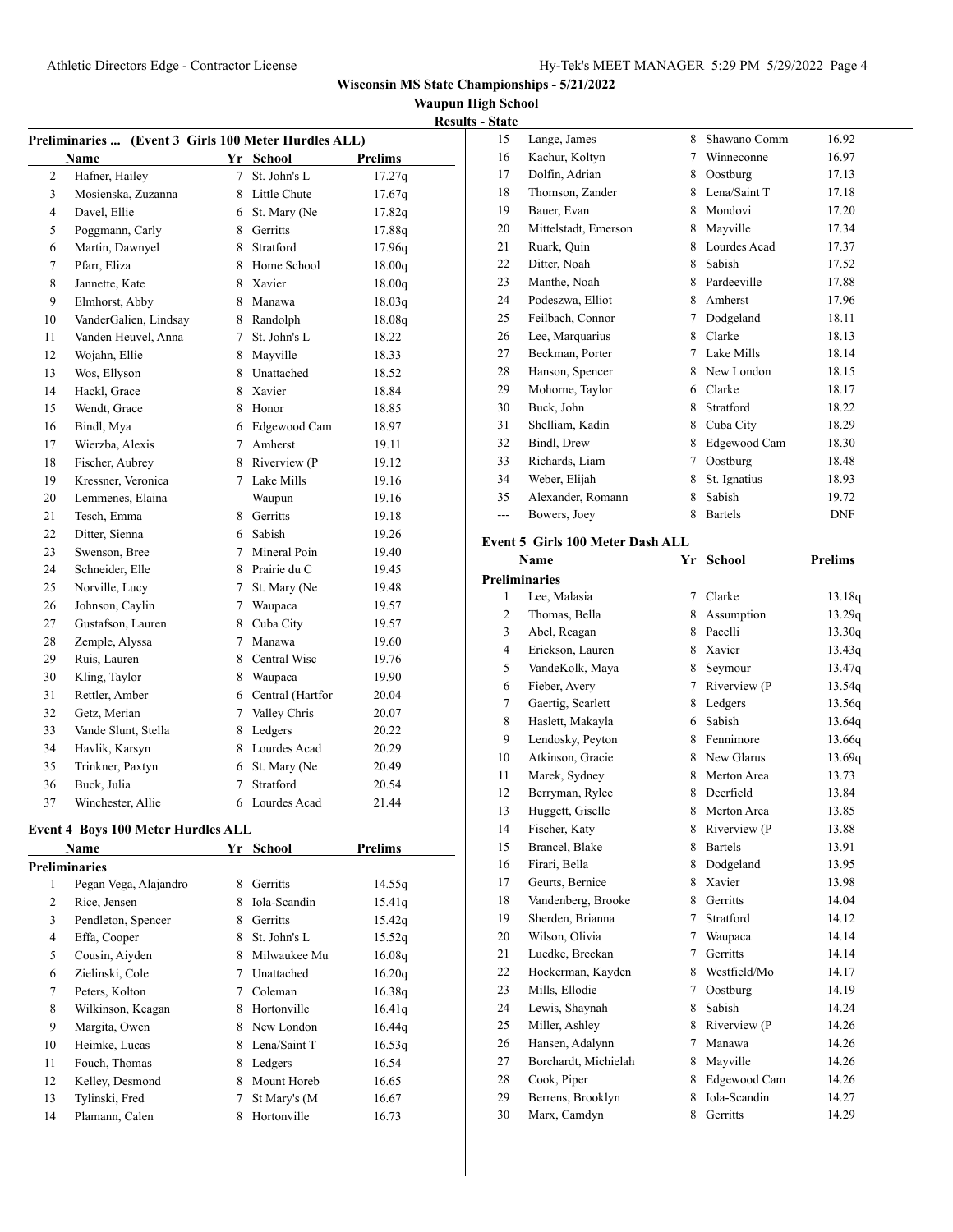**Wisconsin MS State Championships - 5/21/2022**

**Waupun High School**

**Results - State**

### Preliminaries ... (Event 3 Girls 100 Meter Hurdles ALL)

| | Name | Yr | School | Prelims |
|---|---|---|---|---|
| 2 | Hafner, Hailey | 7 | St. John's L | 17.27q |
| 3 | Mosienska, Zuzanna | 8 | Little Chute | 17.67q |
| 4 | Davel, Ellie | 6 | St. Mary (Ne | 17.82q |
| 5 | Poggmann, Carly | 8 | Gerritts | 17.88q |
| 6 | Martin, Dawnyel | 8 | Stratford | 17.96q |
| 7 | Pfarr, Eliza | 8 | Home School | 18.00q |
| 8 | Jannette, Kate | 8 | Xavier | 18.00q |
| 9 | Elmhorst, Abby | 8 | Manawa | 18.03q |
| 10 | VanderGalien, Lindsay | 8 | Randolph | 18.08q |
| 11 | Vanden Heuvel, Anna | 7 | St. John's L | 18.22 |
| 12 | Wojahn, Ellie | 8 | Mayville | 18.33 |
| 13 | Wos, Ellyson | 8 | Unattached | 18.52 |
| 14 | Hackl, Grace | 8 | Xavier | 18.84 |
| 15 | Wendt, Grace | 8 | Honor | 18.85 |
| 16 | Bindl, Mya | 6 | Edgewood Cam | 18.97 |
| 17 | Wierzba, Alexis | 7 | Amherst | 19.11 |
| 18 | Fischer, Aubrey | 8 | Riverview (P | 19.12 |
| 19 | Kressner, Veronica | 7 | Lake Mills | 19.16 |
| 20 | Lemmenes, Elaina | | Waupun | 19.16 |
| 21 | Tesch, Emma | 8 | Gerritts | 19.18 |
| 22 | Ditter, Sienna | 6 | Sabish | 19.26 |
| 23 | Swenson, Bree | 7 | Mineral Poin | 19.40 |
| 24 | Schneider, Elle | 8 | Prairie du C | 19.45 |
| 25 | Norville, Lucy | 7 | St. Mary (Ne | 19.48 |
| 26 | Johnson, Caylin | 7 | Waupaca | 19.57 |
| 27 | Gustafson, Lauren | 8 | Cuba City | 19.57 |
| 28 | Zemple, Alyssa | 7 | Manawa | 19.60 |
| 29 | Ruis, Lauren | 8 | Central Wisc | 19.76 |
| 30 | Kling, Taylor | 8 | Waupaca | 19.90 |
| 31 | Rettler, Amber | 6 | Central (Hartfor | 20.04 |
| 32 | Getz, Merian | 7 | Valley Chris | 20.07 |
| 33 | Vande Slunt, Stella | 8 | Ledgers | 20.22 |
| 34 | Havlik, Karsyn | 8 | Lourdes Acad | 20.29 |
| 35 | Trinkner, Paxtyn | 6 | St. Mary (Ne | 20.49 |
| 36 | Buck, Julia | 7 | Stratford | 20.54 |
| 37 | Winchester, Allie | 6 | Lourdes Acad | 21.44 |

### Event 4 Boys 100 Meter Hurdles ALL

| | Name | Yr | School | Prelims |
|---|---|---|---|---|
| **Preliminaries** | | | | |
| 1 | Pegan Vega, Alajandro | 8 | Gerritts | 14.55q |
| 2 | Rice, Jensen | 8 | Iola-Scandin | 15.41q |
| 3 | Pendleton, Spencer | 8 | Gerritts | 15.42q |
| 4 | Effa, Cooper | 8 | St. John's L | 15.52q |
| 5 | Cousin, Aiyden | 8 | Milwaukee Mu | 16.08q |
| 6 | Zielinski, Cole | 7 | Unattached | 16.20q |
| 7 | Peters, Kolton | 7 | Coleman | 16.38q |
| 8 | Wilkinson, Keagan | 8 | Hortonville | 16.41q |
| 9 | Margita, Owen | 8 | New London | 16.44q |
| 10 | Heimke, Lucas | 8 | Lena/Saint T | 16.53q |
| 11 | Fouch, Thomas | 8 | Ledgers | 16.54 |
| 12 | Kelley, Desmond | 8 | Mount Horeb | 16.65 |
| 13 | Tylinski, Fred | 7 | St Mary's (M | 16.67 |
| 14 | Plamann, Calen | 8 | Hortonville | 16.73 |
| 15 | Lange, James | 8 | Shawano Comm | 16.92 |
| 16 | Kachur, Koltyn | 7 | Winneconne | 16.97 |
| 17 | Dolfin, Adrian | 8 | Oostburg | 17.13 |
| 18 | Thomson, Zander | 8 | Lena/Saint T | 17.18 |
| 19 | Bauer, Evan | 8 | Mondovi | 17.20 |
| 20 | Mittelstadt, Emerson | 8 | Mayville | 17.34 |
| 21 | Ruark, Quin | 8 | Lourdes Acad | 17.37 |
| 22 | Ditter, Noah | 8 | Sabish | 17.52 |
| 23 | Manthe, Noah | 8 | Pardeeville | 17.88 |
| 24 | Podeszwa, Elliot | 8 | Amherst | 17.96 |
| 25 | Feilbach, Connor | 7 | Dodgeland | 18.11 |
| 26 | Lee, Marquarius | 8 | Clarke | 18.13 |
| 27 | Beckman, Porter | 7 | Lake Mills | 18.14 |
| 28 | Hanson, Spencer | 8 | New London | 18.15 |
| 29 | Mohorne, Taylor | 6 | Clarke | 18.17 |
| 30 | Buck, John | 8 | Stratford | 18.22 |
| 31 | Shelliam, Kadin | 8 | Cuba City | 18.29 |
| 32 | Bindl, Drew | 8 | Edgewood Cam | 18.30 |
| 33 | Richards, Liam | 7 | Oostburg | 18.48 |
| 34 | Weber, Elijah | 8 | St. Ignatius | 18.93 |
| 35 | Alexander, Romann | 8 | Sabish | 19.72 |
| --- | Bowers, Joey | 8 | Bartels | DNF |

### Event 5 Girls 100 Meter Dash ALL

| | Name | Yr | School | Prelims |
|---|---|---|---|---|
| **Preliminaries** | | | | |
| 1 | Lee, Malasia | 7 | Clarke | 13.18q |
| 2 | Thomas, Bella | 8 | Assumption | 13.29q |
| 3 | Abel, Reagan | 8 | Pacelli | 13.30q |
| 4 | Erickson, Lauren | 8 | Xavier | 13.43q |
| 5 | VandeKolk, Maya | 8 | Seymour | 13.47q |
| 6 | Fieber, Avery | 7 | Riverview (P | 13.54q |
| 7 | Gaertig, Scarlett | 8 | Ledgers | 13.56q |
| 8 | Haslett, Makayla | 6 | Sabish | 13.64q |
| 9 | Lendosky, Peyton | 8 | Fennimore | 13.66q |
| 10 | Atkinson, Gracie | 8 | New Glarus | 13.69q |
| 11 | Marek, Sydney | 8 | Merton Area | 13.73 |
| 12 | Berryman, Rylee | 8 | Deerfield | 13.84 |
| 13 | Huggett, Giselle | 8 | Merton Area | 13.85 |
| 14 | Fischer, Katy | 8 | Riverview (P | 13.88 |
| 15 | Brancel, Blake | 8 | Bartels | 13.91 |
| 16 | Firari, Bella | 8 | Dodgeland | 13.95 |
| 17 | Geurts, Bernice | 8 | Xavier | 13.98 |
| 18 | Vandenberg, Brooke | 8 | Gerritts | 14.04 |
| 19 | Sherden, Brianna | 7 | Stratford | 14.12 |
| 20 | Wilson, Olivia | 7 | Waupaca | 14.14 |
| 21 | Luedke, Breckan | 7 | Gerritts | 14.14 |
| 22 | Hockerman, Kayden | 8 | Westfield/Mo | 14.17 |
| 23 | Mills, Ellodie | 7 | Oostburg | 14.19 |
| 24 | Lewis, Shaynah | 8 | Sabish | 14.24 |
| 25 | Miller, Ashley | 8 | Riverview (P | 14.26 |
| 26 | Hansen, Adalynn | 7 | Manawa | 14.26 |
| 27 | Borchardt, Michielah | 8 | Mayville | 14.26 |
| 28 | Cook, Piper | 8 | Edgewood Cam | 14.26 |
| 29 | Berrens, Brooklyn | 8 | Iola-Scandin | 14.27 |
| 30 | Marx, Camdyn | 8 | Gerritts | 14.29 |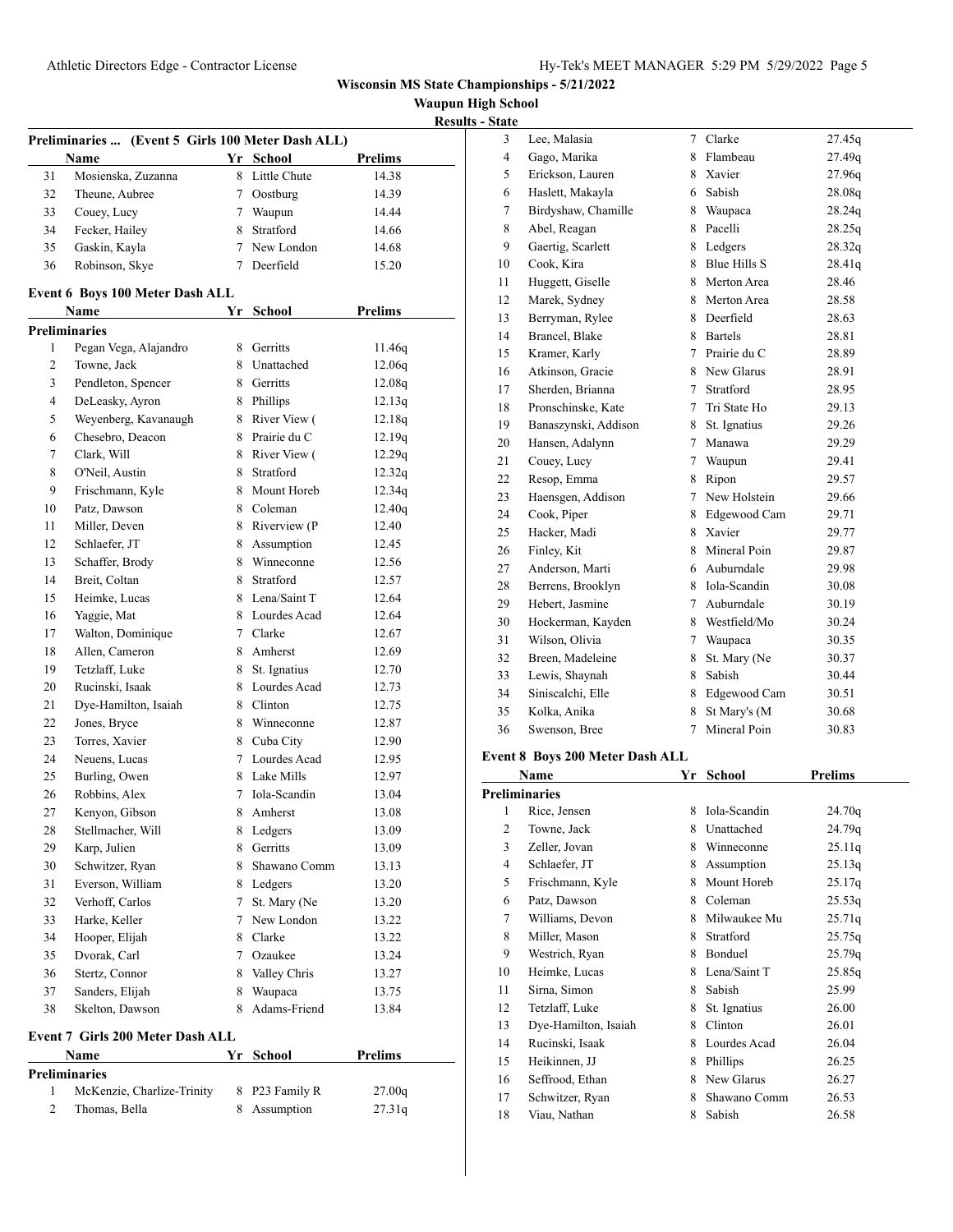**Wisconsin MS State Championships - 5/21/2022**

**Waupun High School**

**Results - State**

### Preliminaries ... (Event 5 Girls 100 Meter Dash ALL)

| | Name | Yr | School | Prelims |
|---|---|---|---|---|
| 31 | Mosienska, Zuzanna | 8 | Little Chute | 14.38 |
| 32 | Theune, Aubree | 7 | Oostburg | 14.39 |
| 33 | Couey, Lucy | 7 | Waupun | 14.44 |
| 34 | Fecker, Hailey | 8 | Stratford | 14.66 |
| 35 | Gaskin, Kayla | 7 | New London | 14.68 |
| 36 | Robinson, Skye | 7 | Deerfield | 15.20 |

### Event 6 Boys 100 Meter Dash ALL

**Preliminaries**

| | Name | Yr | School | Prelims |
|---|---|---|---|---|
| 1 | Pegan Vega, Alajandro | 8 | Gerritts | 11.46q |
| 2 | Towne, Jack | 8 | Unattached | 12.06q |
| 3 | Pendleton, Spencer | 8 | Gerritts | 12.08q |
| 4 | DeLeasky, Ayron | 8 | Phillips | 12.13q |
| 5 | Weyenberg, Kavanaugh | 8 | River View ( | 12.18q |
| 6 | Chesebro, Deacon | 8 | Prairie du C | 12.19q |
| 7 | Clark, Will | 8 | River View ( | 12.29q |
| 8 | O'Neil, Austin | 8 | Stratford | 12.32q |
| 9 | Frischmann, Kyle | 8 | Mount Horeb | 12.34q |
| 10 | Patz, Dawson | 8 | Coleman | 12.40q |
| 11 | Miller, Deven | 8 | Riverview (P | 12.40 |
| 12 | Schlaefer, JT | 8 | Assumption | 12.45 |
| 13 | Schaffer, Brody | 8 | Winneconne | 12.56 |
| 14 | Breit, Coltan | 8 | Stratford | 12.57 |
| 15 | Heimke, Lucas | 8 | Lena/Saint T | 12.64 |
| 16 | Yaggie, Mat | 8 | Lourdes Acad | 12.64 |
| 17 | Walton, Dominique | 7 | Clarke | 12.67 |
| 18 | Allen, Cameron | 8 | Amherst | 12.69 |
| 19 | Tetzlaff, Luke | 8 | St. Ignatius | 12.70 |
| 20 | Rucinski, Isaak | 8 | Lourdes Acad | 12.73 |
| 21 | Dye-Hamilton, Isaiah | 8 | Clinton | 12.75 |
| 22 | Jones, Bryce | 8 | Winneconne | 12.87 |
| 23 | Torres, Xavier | 8 | Cuba City | 12.90 |
| 24 | Neuens, Lucas | 7 | Lourdes Acad | 12.95 |
| 25 | Burling, Owen | 8 | Lake Mills | 12.97 |
| 26 | Robbins, Alex | 7 | Iola-Scandin | 13.04 |
| 27 | Kenyon, Gibson | 8 | Amherst | 13.08 |
| 28 | Stellmacher, Will | 8 | Ledgers | 13.09 |
| 29 | Karp, Julien | 8 | Gerritts | 13.09 |
| 30 | Schwitzer, Ryan | 8 | Shawano Comm | 13.13 |
| 31 | Everson, William | 8 | Ledgers | 13.20 |
| 32 | Verhoff, Carlos | 7 | St. Mary (Ne | 13.20 |
| 33 | Harke, Keller | 7 | New London | 13.22 |
| 34 | Hooper, Elijah | 8 | Clarke | 13.22 |
| 35 | Dvorak, Carl | 7 | Ozaukee | 13.24 |
| 36 | Stertz, Connor | 8 | Valley Chris | 13.27 |
| 37 | Sanders, Elijah | 8 | Waupaca | 13.75 |
| 38 | Skelton, Dawson | 8 | Adams-Friend | 13.84 |

### Event 7 Girls 200 Meter Dash ALL

**Preliminaries**

| | Name | Yr | School | Prelims |
|---|---|---|---|---|
| 1 | McKenzie, Charlize-Trinity | 8 | P23 Family R | 27.00q |
| 2 | Thomas, Bella | 8 | Assumption | 27.31q |
| 3 | Lee, Malasia | 7 | Clarke | 27.45q |
| 4 | Gago, Marika | 8 | Flambeau | 27.49q |
| 5 | Erickson, Lauren | 8 | Xavier | 27.96q |
| 6 | Haslett, Makayla | 6 | Sabish | 28.08q |
| 7 | Birdyshaw, Chamille | 8 | Waupaca | 28.24q |
| 8 | Abel, Reagan | 8 | Pacelli | 28.25q |
| 9 | Gaertig, Scarlett | 8 | Ledgers | 28.32q |
| 10 | Cook, Kira | 8 | Blue Hills S | 28.41q |
| 11 | Huggett, Giselle | 8 | Merton Area | 28.46 |
| 12 | Marek, Sydney | 8 | Merton Area | 28.58 |
| 13 | Berryman, Rylee | 8 | Deerfield | 28.63 |
| 14 | Brancel, Blake | 8 | Bartels | 28.81 |
| 15 | Kramer, Karly | 7 | Prairie du C | 28.89 |
| 16 | Atkinson, Gracie | 8 | New Glarus | 28.91 |
| 17 | Sherden, Brianna | 7 | Stratford | 28.95 |
| 18 | Pronschinske, Kate | 7 | Tri State Ho | 29.13 |
| 19 | Banaszynski, Addison | 8 | St. Ignatius | 29.26 |
| 20 | Hansen, Adalynn | 7 | Manawa | 29.29 |
| 21 | Couey, Lucy | 7 | Waupun | 29.41 |
| 22 | Resop, Emma | 8 | Ripon | 29.57 |
| 23 | Haensgen, Addison | 7 | New Holstein | 29.66 |
| 24 | Cook, Piper | 8 | Edgewood Cam | 29.71 |
| 25 | Hacker, Madi | 8 | Xavier | 29.77 |
| 26 | Finley, Kit | 8 | Mineral Poin | 29.87 |
| 27 | Anderson, Marti | 6 | Auburndale | 29.98 |
| 28 | Berrens, Brooklyn | 8 | Iola-Scandin | 30.08 |
| 29 | Hebert, Jasmine | 7 | Auburndale | 30.19 |
| 30 | Hockerman, Kayden | 8 | Westfield/Mo | 30.24 |
| 31 | Wilson, Olivia | 7 | Waupaca | 30.35 |
| 32 | Breen, Madeleine | 8 | St. Mary (Ne | 30.37 |
| 33 | Lewis, Shaynah | 8 | Sabish | 30.44 |
| 34 | Siniscalchi, Elle | 8 | Edgewood Cam | 30.51 |
| 35 | Kolka, Anika | 8 | St Mary's (M | 30.68 |
| 36 | Swenson, Bree | 7 | Mineral Poin | 30.83 |

### Event 8 Boys 200 Meter Dash ALL

**Preliminaries**

| | Name | Yr | School | Prelims |
|---|---|---|---|---|
| 1 | Rice, Jensen | 8 | Iola-Scandin | 24.70q |
| 2 | Towne, Jack | 8 | Unattached | 24.79q |
| 3 | Zeller, Jovan | 8 | Winneconne | 25.11q |
| 4 | Schlaefer, JT | 8 | Assumption | 25.13q |
| 5 | Frischmann, Kyle | 8 | Mount Horeb | 25.17q |
| 6 | Patz, Dawson | 8 | Coleman | 25.53q |
| 7 | Williams, Devon | 8 | Milwaukee Mu | 25.71q |
| 8 | Miller, Mason | 8 | Stratford | 25.75q |
| 9 | Westrich, Ryan | 8 | Bonduel | 25.79q |
| 10 | Heimke, Lucas | 8 | Lena/Saint T | 25.85q |
| 11 | Sirna, Simon | 8 | Sabish | 25.99 |
| 12 | Tetzlaff, Luke | 8 | St. Ignatius | 26.00 |
| 13 | Dye-Hamilton, Isaiah | 8 | Clinton | 26.01 |
| 14 | Rucinski, Isaak | 8 | Lourdes Acad | 26.04 |
| 15 | Heikinnen, JJ | 8 | Phillips | 26.25 |
| 16 | Seffrood, Ethan | 8 | New Glarus | 26.27 |
| 17 | Schwitzer, Ryan | 8 | Shawano Comm | 26.53 |
| 18 | Viau, Nathan | 8 | Sabish | 26.58 |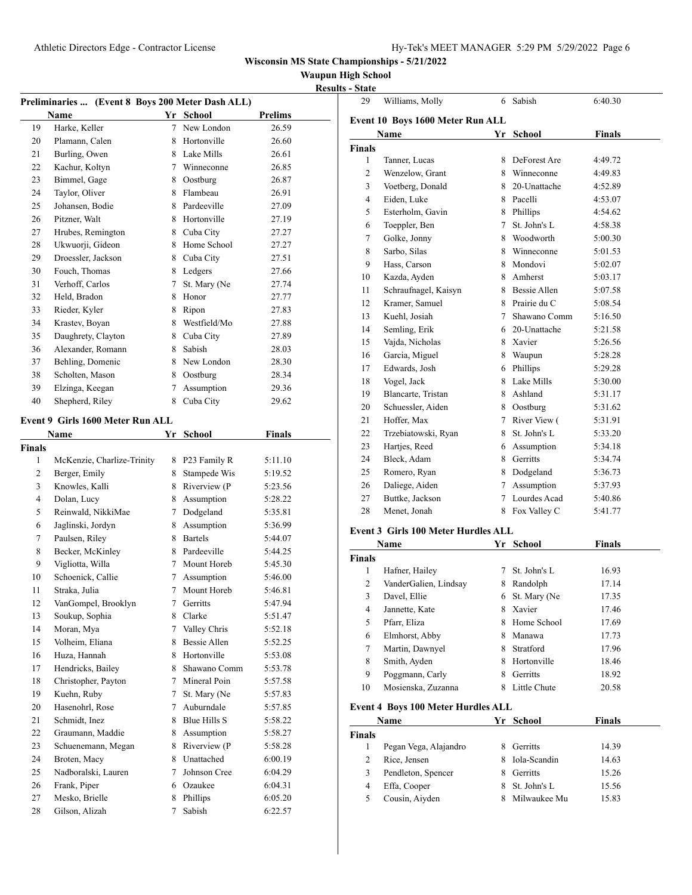**Wisconsin MS State Championships - 5/21/2022**

**Waupun High School**

**Results - State**

### Preliminaries ... (Event 8 Boys 200 Meter Dash ALL)

| | Name | Yr | School | Prelims |
|---|---|---|---|---|
| 19 | Harke, Keller | 7 | New London | 26.59 |
| 20 | Plamann, Calen | 8 | Hortonville | 26.60 |
| 21 | Burling, Owen | 8 | Lake Mills | 26.61 |
| 22 | Kachur, Koltyn | 7 | Winneconne | 26.85 |
| 23 | Bimmel, Gage | 8 | Oostburg | 26.87 |
| 24 | Taylor, Oliver | 8 | Flambeau | 26.91 |
| 25 | Johansen, Bodie | 8 | Pardeeville | 27.09 |
| 26 | Pitzner, Walt | 8 | Hortonville | 27.19 |
| 27 | Hrubes, Remington | 8 | Cuba City | 27.27 |
| 28 | Ukwuorji, Gideon | 8 | Home School | 27.27 |
| 29 | Droessler, Jackson | 8 | Cuba City | 27.51 |
| 30 | Fouch, Thomas | 8 | Ledgers | 27.66 |
| 31 | Verhoff, Carlos | 7 | St. Mary (Ne | 27.74 |
| 32 | Held, Bradon | 8 | Honor | 27.77 |
| 33 | Rieder, Kyler | 8 | Ripon | 27.83 |
| 34 | Krastev, Boyan | 8 | Westfield/Mo | 27.88 |
| 35 | Daughrety, Clayton | 8 | Cuba City | 27.89 |
| 36 | Alexander, Romann | 8 | Sabish | 28.03 |
| 37 | Behling, Domenic | 8 | New London | 28.30 |
| 38 | Scholten, Mason | 8 | Oostburg | 28.34 |
| 39 | Elzinga, Keegan | 7 | Assumption | 29.36 |
| 40 | Shepherd, Riley | 8 | Cuba City | 29.62 |

### Event 9 Girls 1600 Meter Run ALL

| | Name | Yr | School | Finals |
|---|---|---|---|---|
| **Finals** | | | | |
| 1 | McKenzie, Charlize-Trinity | 8 | P23 Family R | 5:11.10 |
| 2 | Berger, Emily | 8 | Stampede Wis | 5:19.52 |
| 3 | Knowles, Kalli | 8 | Riverview (P | 5:23.56 |
| 4 | Dolan, Lucy | 8 | Assumption | 5:28.22 |
| 5 | Reinwald, NikkiMae | 7 | Dodgeland | 5:35.81 |
| 6 | Jaglinski, Jordyn | 8 | Assumption | 5:36.99 |
| 7 | Paulsen, Riley | 8 | Bartels | 5:44.07 |
| 8 | Becker, McKinley | 8 | Pardeeville | 5:44.25 |
| 9 | Vigliotta, Willa | 7 | Mount Horeb | 5:45.30 |
| 10 | Schoenick, Callie | 7 | Assumption | 5:46.00 |
| 11 | Straka, Julia | 7 | Mount Horeb | 5:46.81 |
| 12 | VanGompel, Brooklyn | 7 | Gerritts | 5:47.94 |
| 13 | Soukup, Sophia | 8 | Clarke | 5:51.47 |
| 14 | Moran, Mya | 7 | Valley Chris | 5:52.18 |
| 15 | Volheim, Eliana | 8 | Bessie Allen | 5:52.25 |
| 16 | Huza, Hannah | 8 | Hortonville | 5:53.08 |
| 17 | Hendricks, Bailey | 8 | Shawano Comm | 5:53.78 |
| 18 | Christopher, Payton | 7 | Mineral Poin | 5:57.58 |
| 19 | Kuehn, Ruby | 7 | St. Mary (Ne | 5:57.83 |
| 20 | Hasenohrl, Rose | 7 | Auburndale | 5:57.85 |
| 21 | Schmidt, Inez | 8 | Blue Hills S | 5:58.22 |
| 22 | Graumann, Maddie | 8 | Assumption | 5:58.27 |
| 23 | Schuenemann, Megan | 8 | Riverview (P | 5:58.28 |
| 24 | Broten, Macy | 8 | Unattached | 6:00.19 |
| 25 | Nadboralski, Lauren | 7 | Johnson Cree | 6:04.29 |
| 26 | Frank, Piper | 6 | Ozaukee | 6:04.31 |
| 27 | Mesko, Brielle | 8 | Phillips | 6:05.20 |
| 28 | Gilson, Alizah | 7 | Sabish | 6:22.57 |
| 29 | Williams, Molly | 6 | Sabish | 6:40.30 |

### Event 10 Boys 1600 Meter Run ALL

| | Name | Yr | School | Finals |
|---|---|---|---|---|
| **Finals** | | | | |
| 1 | Tanner, Lucas | 8 | DeForest Are | 4:49.72 |
| 2 | Wenzelow, Grant | 8 | Winneconne | 4:49.83 |
| 3 | Voetberg, Donald | 8 | 20-Unattache | 4:52.89 |
| 4 | Eiden, Luke | 8 | Pacelli | 4:53.07 |
| 5 | Esterholm, Gavin | 8 | Phillips | 4:54.62 |
| 6 | Toeppler, Ben | 7 | St. John's L | 4:58.38 |
| 7 | Golke, Jonny | 8 | Woodworth | 5:00.30 |
| 8 | Sarbo, Silas | 8 | Winneconne | 5:01.53 |
| 9 | Hass, Carson | 8 | Mondovi | 5:02.07 |
| 10 | Kazda, Ayden | 8 | Amherst | 5:03.17 |
| 11 | Schraufnagel, Kaisyn | 8 | Bessie Allen | 5:07.58 |
| 12 | Kramer, Samuel | 8 | Prairie du C | 5:08.54 |
| 13 | Kuehl, Josiah | 7 | Shawano Comm | 5:16.50 |
| 14 | Semling, Erik | 6 | 20-Unattache | 5:21.58 |
| 15 | Vajda, Nicholas | 8 | Xavier | 5:26.56 |
| 16 | Garcia, Miguel | 8 | Waupun | 5:28.28 |
| 17 | Edwards, Josh | 6 | Phillips | 5:29.28 |
| 18 | Vogel, Jack | 8 | Lake Mills | 5:30.00 |
| 19 | Blancarte, Tristan | 8 | Ashland | 5:31.17 |
| 20 | Schuessler, Aiden | 8 | Oostburg | 5:31.62 |
| 21 | Hoffer, Max | 7 | River View ( | 5:31.91 |
| 22 | Trzebiatowski, Ryan | 8 | St. John's L | 5:33.20 |
| 23 | Hartjes, Reed | 6 | Assumption | 5:34.18 |
| 24 | Bleck, Adam | 8 | Gerritts | 5:34.74 |
| 25 | Romero, Ryan | 8 | Dodgeland | 5:36.73 |
| 26 | Daliege, Aiden | 7 | Assumption | 5:37.93 |
| 27 | Buttke, Jackson | 7 | Lourdes Acad | 5:40.86 |
| 28 | Menet, Jonah | 8 | Fox Valley C | 5:41.77 |

### Event 3 Girls 100 Meter Hurdles ALL

| | Name | Yr | School | Finals |
|---|---|---|---|---|
| **Finals** | | | | |
| 1 | Hafner, Hailey | 7 | St. John's L | 16.93 |
| 2 | VanderGalien, Lindsay | 8 | Randolph | 17.14 |
| 3 | Davel, Ellie | 6 | St. Mary (Ne | 17.35 |
| 4 | Jannette, Kate | 8 | Xavier | 17.46 |
| 5 | Pfarr, Eliza | 8 | Home School | 17.69 |
| 6 | Elmhorst, Abby | 8 | Manawa | 17.73 |
| 7 | Martin, Dawnyel | 8 | Stratford | 17.96 |
| 8 | Smith, Ayden | 8 | Hortonville | 18.46 |
| 9 | Poggmann, Carly | 8 | Gerritts | 18.92 |
| 10 | Mosienska, Zuzanna | 8 | Little Chute | 20.58 |

### Event 4 Boys 100 Meter Hurdles ALL

| | Name | Yr | School | Finals |
|---|---|---|---|---|
| **Finals** | | | | |
| 1 | Pegan Vega, Alajandro | 8 | Gerritts | 14.39 |
| 2 | Rice, Jensen | 8 | Iola-Scandin | 14.63 |
| 3 | Pendleton, Spencer | 8 | Gerritts | 15.26 |
| 4 | Effa, Cooper | 8 | St. John's L | 15.56 |
| 5 | Cousin, Aiyden | 8 | Milwaukee Mu | 15.83 |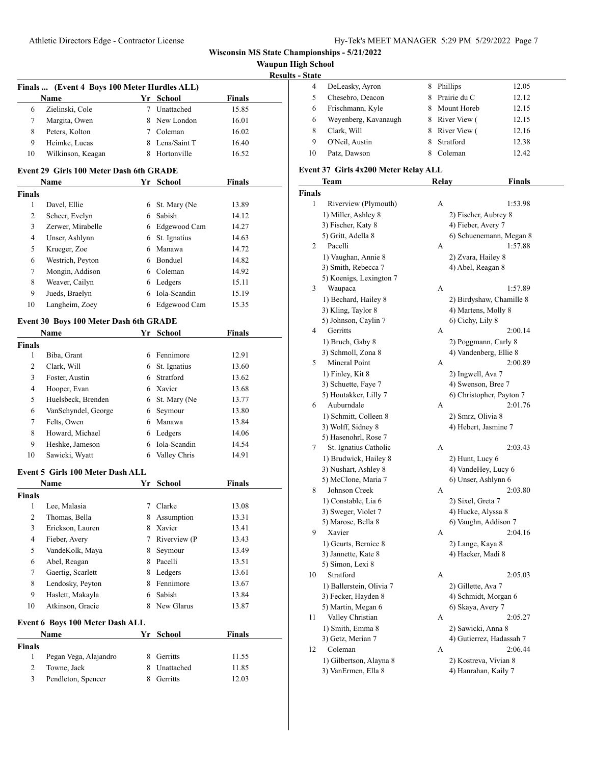**Wisconsin MS State Championships - 5/21/2022**

**Waupun High School**

**Results - State**

### Finals ... (Event 4 Boys 100 Meter Hurdles ALL)

| | Name | Yr | School | Finals |
|---|---|---|---|---|
| 6 | Zielinski, Cole | 7 | Unattached | 15.85 |
| 7 | Margita, Owen | 8 | New London | 16.01 |
| 8 | Peters, Kolton | 7 | Coleman | 16.02 |
| 9 | Heimke, Lucas | 8 | Lena/Saint T | 16.40 |
| 10 | Wilkinson, Keagan | 8 | Hortonville | 16.52 |

### Event 29 Girls 100 Meter Dash 6th GRADE

| | Name | Yr | School | Finals |
|---|---|---|---|---|
| **Finals** | | | | |
| 1 | Davel, Ellie | 6 | St. Mary (Ne | 13.89 |
| 2 | Scheer, Evelyn | 6 | Sabish | 14.12 |
| 3 | Zerwer, Mirabelle | 6 | Edgewood Cam | 14.27 |
| 4 | Unser, Ashlynn | 6 | St. Ignatius | 14.63 |
| 5 | Krueger, Zoe | 6 | Manawa | 14.72 |
| 6 | Westrich, Peyton | 6 | Bonduel | 14.82 |
| 7 | Mongin, Addison | 6 | Coleman | 14.92 |
| 8 | Weaver, Cailyn | 6 | Ledgers | 15.11 |
| 9 | Jueds, Braelyn | 6 | Iola-Scandin | 15.19 |
| 10 | Langheim, Zoey | 6 | Edgewood Cam | 15.35 |

### Event 30 Boys 100 Meter Dash 6th GRADE

| | Name | Yr | School | Finals |
|---|---|---|---|---|
| **Finals** | | | | |
| 1 | Biba, Grant | 6 | Fennimore | 12.91 |
| 2 | Clark, Will | 6 | St. Ignatius | 13.60 |
| 3 | Foster, Austin | 6 | Stratford | 13.62 |
| 4 | Hooper, Evan | 6 | Xavier | 13.68 |
| 5 | Huelsbeck, Brenden | 6 | St. Mary (Ne | 13.77 |
| 6 | VanSchyndel, George | 6 | Seymour | 13.80 |
| 7 | Felts, Owen | 6 | Manawa | 13.84 |
| 8 | Howard, Michael | 6 | Ledgers | 14.06 |
| 9 | Heshke, Jameson | 6 | Iola-Scandin | 14.54 |
| 10 | Sawicki, Wyatt | 6 | Valley Chris | 14.91 |

### Event 5 Girls 100 Meter Dash ALL

| | Name | Yr | School | Finals |
|---|---|---|---|---|
| **Finals** | | | | |
| 1 | Lee, Malasia | 7 | Clarke | 13.08 |
| 2 | Thomas, Bella | 8 | Assumption | 13.31 |
| 3 | Erickson, Lauren | 8 | Xavier | 13.41 |
| 4 | Fieber, Avery | 7 | Riverview (P | 13.43 |
| 5 | VandeKolk, Maya | 8 | Seymour | 13.49 |
| 6 | Abel, Reagan | 8 | Pacelli | 13.51 |
| 7 | Gaertig, Scarlett | 8 | Ledgers | 13.61 |
| 8 | Lendosky, Peyton | 8 | Fennimore | 13.67 |
| 9 | Haslett, Makayla | 6 | Sabish | 13.84 |
| 10 | Atkinson, Gracie | 8 | New Glarus | 13.87 |

### Event 6 Boys 100 Meter Dash ALL

| | Name | Yr | School | Finals |
|---|---|---|---|---|
| **Finals** | | | | |
| 1 | Pegan Vega, Alajandro | 8 | Gerritts | 11.55 |
| 2 | Towne, Jack | 8 | Unattached | 11.85 |
| 3 | Pendleton, Spencer | 8 | Gerritts | 12.03 |
| 4 | DeLeasky, Ayron | 8 | Phillips | 12.05 |
| 5 | Chesebro, Deacon | 8 | Prairie du C | 12.12 |
| 6 | Frischmann, Kyle | 8 | Mount Horeb | 12.15 |
| 6 | Weyenberg, Kavanaugh | 8 | River View ( | 12.15 |
| 8 | Clark, Will | 8 | River View ( | 12.16 |
| 9 | O'Neil, Austin | 8 | Stratford | 12.38 |
| 10 | Patz, Dawson | 8 | Coleman | 12.42 |

### Event 37 Girls 4x200 Meter Relay ALL

| | Team | Relay | Finals |
|---|---|---|---|
| **Finals** | | | |
| 1 | Riverview (Plymouth) | A | 1:53.98 |
| | 1) Miller, Ashley 8 | 2) Fischer, Aubrey 8 | |
| | 3) Fischer, Katy 8 | 4) Fieber, Avery 7 | |
| | 5) Gritt, Adella 8 | 6) Schuenemann, Megan 8 | |
| 2 | Pacelli | A | 1:57.88 |
| | 1) Vaughan, Annie 8 | 2) Zvara, Hailey 8 | |
| | 3) Smith, Rebecca 7 | 4) Abel, Reagan 8 | |
| | 5) Koenigs, Lexington 7 | | |
| 3 | Waupaca | A | 1:57.89 |
| | 1) Bechard, Hailey 8 | 2) Birdyshaw, Chamille 8 | |
| | 3) Kling, Taylor 8 | 4) Martens, Molly 8 | |
| | 5) Johnson, Caylin 7 | 6) Cichy, Lily 8 | |
| 4 | Gerritts | A | 2:00.14 |
| | 1) Bruch, Gaby 8 | 2) Poggmann, Carly 8 | |
| | 3) Schmoll, Zona 8 | 4) Vandenberg, Ellie 8 | |
| 5 | Mineral Point | A | 2:00.89 |
| | 1) Finley, Kit 8 | 2) Ingwell, Ava 7 | |
| | 3) Schuette, Faye 7 | 4) Swenson, Bree 7 | |
| | 5) Houtakker, Lilly 7 | 6) Christopher, Payton 7 | |
| 6 | Auburndale | A | 2:01.76 |
| | 1) Schmitt, Colleen 8 | 2) Smrz, Olivia 8 | |
| | 3) Wolff, Sidney 8 | 4) Hebert, Jasmine 7 | |
| | 5) Hasenohrl, Rose 7 | | |
| 7 | St. Ignatius Catholic | A | 2:03.43 |
| | 1) Brudwick, Hailey 8 | 2) Hunt, Lucy 6 | |
| | 3) Nushart, Ashley 8 | 4) VandeHey, Lucy 6 | |
| | 5) McClone, Maria 7 | 6) Unser, Ashlynn 6 | |
| 8 | Johnson Creek | A | 2:03.80 |
| | 1) Constable, Lia 6 | 2) Sixel, Greta 7 | |
| | 3) Sweger, Violet 7 | 4) Hucke, Alyssa 8 | |
| | 5) Marose, Bella 8 | 6) Vaughn, Addison 7 | |
| 9 | Xavier | A | 2:04.16 |
| | 1) Geurts, Bernice 8 | 2) Lange, Kaya 8 | |
| | 3) Jannette, Kate 8 | 4) Hacker, Madi 8 | |
| | 5) Simon, Lexi 8 | | |
| 10 | Stratford | A | 2:05.03 |
| | 1) Ballerstein, Olivia 7 | 2) Gillette, Ava 7 | |
| | 3) Fecker, Hayden 8 | 4) Schmidt, Morgan 6 | |
| | 5) Martin, Megan 6 | 6) Skaya, Avery 7 | |
| 11 | Valley Christian | A | 2:05.27 |
| | 1) Smith, Emma 8 | 2) Sawicki, Anna 8 | |
| | 3) Getz, Merian 7 | 4) Gutierrez, Hadassah 7 | |
| 12 | Coleman | A | 2:06.44 |
| | 1) Gilbertson, Alayna 8 | 2) Kostreva, Vivian 8 | |
| | 3) VanErmen, Ella 8 | 4) Hanrahan, Kaily 7 | |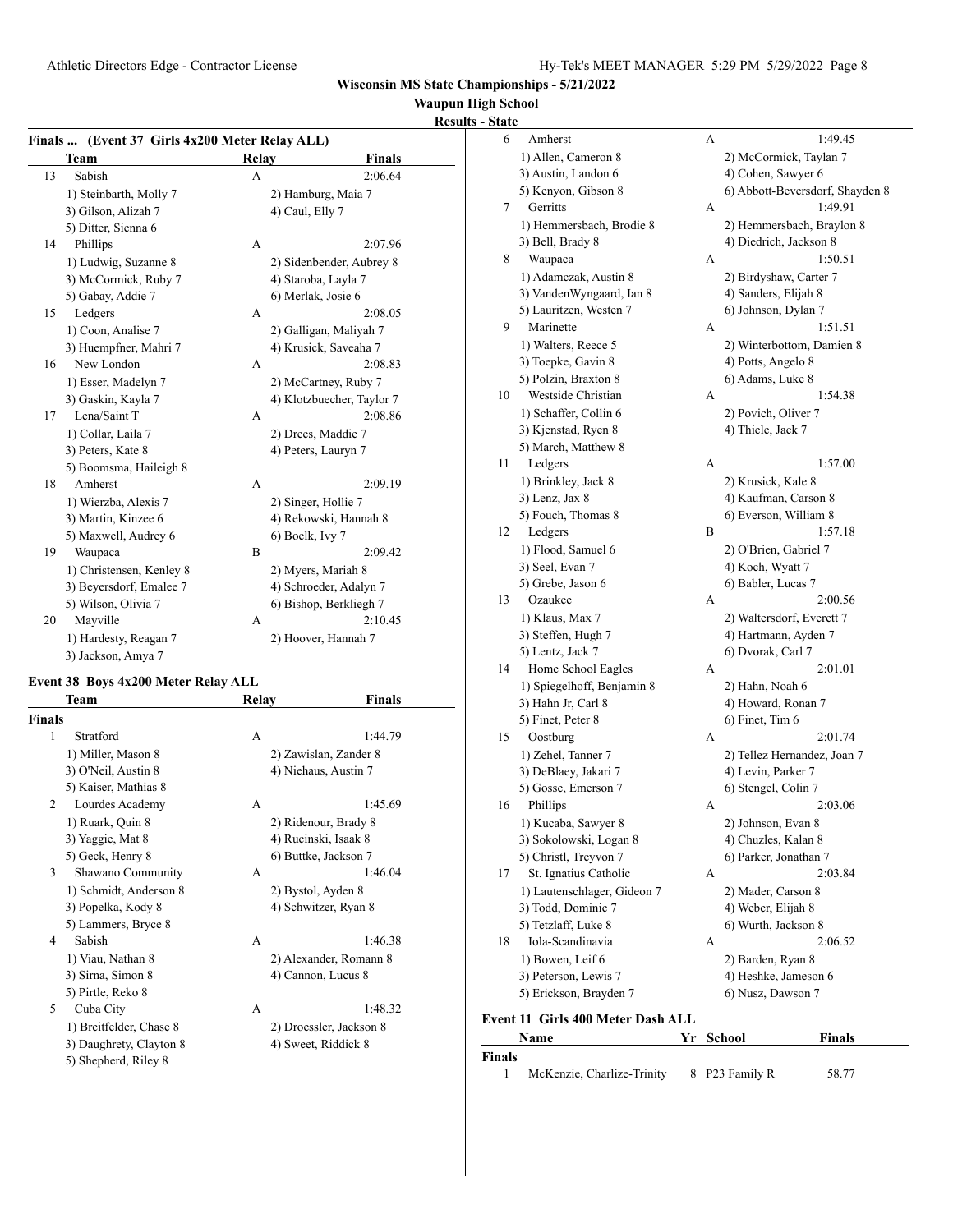**Wisconsin MS State Championships - 5/21/2022**

**Waupun High School**

**Results - State**

### Finals ... (Event 37 Girls 4x200 Meter Relay ALL)

| | Team | Relay | Finals |
|---|---|---|---|
| 13 | Sabish | A | 2:06.64 |
| | 1) Steinbarth, Molly 7 | 2) Hamburg, Maia 7 | |
| | 3) Gilson, Alizah 7 | 4) Caul, Elly 7 | |
| | 5) Ditter, Sienna 6 | | |
| 14 | Phillips | A | 2:07.96 |
| | 1) Ludwig, Suzanne 8 | 2) Sidenbender, Aubrey 8 | |
| | 3) McCormick, Ruby 7 | 4) Staroba, Layla 7 | |
| | 5) Gabay, Addie 7 | 6) Merlak, Josie 6 | |
| 15 | Ledgers | A | 2:08.05 |
| | 1) Coon, Analise 7 | 2) Galligan, Maliyah 7 | |
| | 3) Huempfner, Mahri 7 | 4) Krusick, Saveaha 7 | |
| 16 | New London | A | 2:08.83 |
| | 1) Esser, Madelyn 7 | 2) McCartney, Ruby 7 | |
| | 3) Gaskin, Kayla 7 | 4) Klotzbuecher, Taylor 7 | |
| 17 | Lena/Saint T | A | 2:08.86 |
| | 1) Collar, Laila 7 | 2) Drees, Maddie 7 | |
| | 3) Peters, Kate 8 | 4) Peters, Lauryn 7 | |
| | 5) Boomsma, Haileigh 8 | | |
| 18 | Amherst | A | 2:09.19 |
| | 1) Wierzba, Alexis 7 | 2) Singer, Hollie 7 | |
| | 3) Martin, Kinzee 6 | 4) Rekowski, Hannah 8 | |
| | 5) Maxwell, Audrey 6 | 6) Boelk, Ivy 7 | |
| 19 | Waupaca | B | 2:09.42 |
| | 1) Christensen, Kenley 8 | 2) Myers, Mariah 8 | |
| | 3) Beyersdorf, Emalee 7 | 4) Schroeder, Adalyn 7 | |
| | 5) Wilson, Olivia 7 | 6) Bishop, Berkliegh 7 | |
| 20 | Mayville | A | 2:10.45 |
| | 1) Hardesty, Reagan 7 | 2) Hoover, Hannah 7 | |
| | 3) Jackson, Amya 7 | | |

### Event 38 Boys 4x200 Meter Relay ALL

| | Team | Relay | Finals |
|---|---|---|---|
| **Finals** | | | |
| 1 | Stratford | A | 1:44.79 |
| | 1) Miller, Mason 8 | 2) Zawislan, Zander 8 | |
| | 3) O'Neil, Austin 8 | 4) Niehaus, Austin 7 | |
| | 5) Kaiser, Mathias 8 | | |
| 2 | Lourdes Academy | A | 1:45.69 |
| | 1) Ruark, Quin 8 | 2) Ridenour, Brady 8 | |
| | 3) Yaggie, Mat 8 | 4) Rucinski, Isaak 8 | |
| | 5) Geck, Henry 8 | 6) Buttke, Jackson 7 | |
| 3 | Shawano Community | A | 1:46.04 |
| | 1) Schmidt, Anderson 8 | 2) Bystol, Ayden 8 | |
| | 3) Popelka, Kody 8 | 4) Schwitzer, Ryan 8 | |
| | 5) Lammers, Bryce 8 | | |
| 4 | Sabish | A | 1:46.38 |
| | 1) Viau, Nathan 8 | 2) Alexander, Romann 8 | |
| | 3) Sirna, Simon 8 | 4) Cannon, Lucus 8 | |
| | 5) Pirtle, Reko 8 | | |
| 5 | Cuba City | A | 1:48.32 |
| | 1) Breitfelder, Chase 8 | 2) Droessler, Jackson 8 | |
| | 3) Daughrety, Clayton 8 | 4) Sweet, Riddick 8 | |
| | 5) Shepherd, Riley 8 | | |
| 6 | Amherst | A | 1:49.45 |
| | 1) Allen, Cameron 8 | 2) McCormick, Taylan 7 | |
| | 3) Austin, Landon 6 | 4) Cohen, Sawyer 6 | |
| | 5) Kenyon, Gibson 8 | 6) Abbott-Beversdorf, Shayden 8 | |
| 7 | Gerritts | A | 1:49.91 |
| | 1) Hemmersbach, Brodie 8 | 2) Hemmersbach, Braylon 8 | |
| | 3) Bell, Brady 8 | 4) Diedrich, Jackson 8 | |
| 8 | Waupaca | A | 1:50.51 |
| | 1) Adamczak, Austin 8 | 2) Birdyshaw, Carter 7 | |
| | 3) VandenWyngaard, Ian 8 | 4) Sanders, Elijah 8 | |
| | 5) Lauritzen, Westen 7 | 6) Johnson, Dylan 7 | |
| 9 | Marinette | A | 1:51.51 |
| | 1) Walters, Reece 5 | 2) Winterbottom, Damien 8 | |
| | 3) Toepke, Gavin 8 | 4) Potts, Angelo 8 | |
| | 5) Polzin, Braxton 8 | 6) Adams, Luke 8 | |
| 10 | Westside Christian | A | 1:54.38 |
| | 1) Schaffer, Collin 6 | 2) Povich, Oliver 7 | |
| | 3) Kjenstad, Ryen 8 | 4) Thiele, Jack 7 | |
| | 5) March, Matthew 8 | | |
| 11 | Ledgers | A | 1:57.00 |
| | 1) Brinkley, Jack 8 | 2) Krusick, Kale 8 | |
| | 3) Lenz, Jax 8 | 4) Kaufman, Carson 8 | |
| | 5) Fouch, Thomas 8 | 6) Everson, William 8 | |
| 12 | Ledgers | B | 1:57.18 |
| | 1) Flood, Samuel 6 | 2) O'Brien, Gabriel 7 | |
| | 3) Seel, Evan 7 | 4) Koch, Wyatt 7 | |
| | 5) Grebe, Jason 6 | 6) Babler, Lucas 7 | |
| 13 | Ozaukee | A | 2:00.56 |
| | 1) Klaus, Max 7 | 2) Waltersdorf, Everett 7 | |
| | 3) Steffen, Hugh 7 | 4) Hartmann, Ayden 7 | |
| | 5) Lentz, Jack 7 | 6) Dvorak, Carl 7 | |
| 14 | Home School Eagles | A | 2:01.01 |
| | 1) Spiegelhoff, Benjamin 8 | 2) Hahn, Noah 6 | |
| | 3) Hahn Jr, Carl 8 | 4) Howard, Ronan 7 | |
| | 5) Finet, Peter 8 | 6) Finet, Tim 6 | |
| 15 | Oostburg | A | 2:01.74 |
| | 1) Zehel, Tanner 7 | 2) Tellez Hernandez, Joan 7 | |
| | 3) DeBlaey, Jakari 7 | 4) Levin, Parker 7 | |
| | 5) Gosse, Emerson 7 | 6) Stengel, Colin 7 | |
| 16 | Phillips | A | 2:03.06 |
| | 1) Kucaba, Sawyer 8 | 2) Johnson, Evan 8 | |
| | 3) Sokolowski, Logan 8 | 4) Chuzles, Kalan 8 | |
| | 5) Christl, Treyvon 7 | 6) Parker, Jonathan 7 | |
| 17 | St. Ignatius Catholic | A | 2:03.84 |
| | 1) Lautenschlager, Gideon 7 | 2) Mader, Carson 8 | |
| | 3) Todd, Dominic 7 | 4) Weber, Elijah 8 | |
| | 5) Tetzlaff, Luke 8 | 6) Wurth, Jackson 8 | |
| 18 | Iola-Scandinavia | A | 2:06.52 |
| | 1) Bowen, Leif 6 | 2) Barden, Ryan 8 | |
| | 3) Peterson, Lewis 7 | 4) Heshke, Jameson 6 | |
| | 5) Erickson, Brayden 7 | 6) Nusz, Dawson 7 | |

### Event 11 Girls 400 Meter Dash ALL

| | Name | Yr | School | Finals |
|---|---|---|---|---|
| **Finals** | | | | |
| 1 | McKenzie, Charlize-Trinity | 8 | P23 Family R | 58.77 |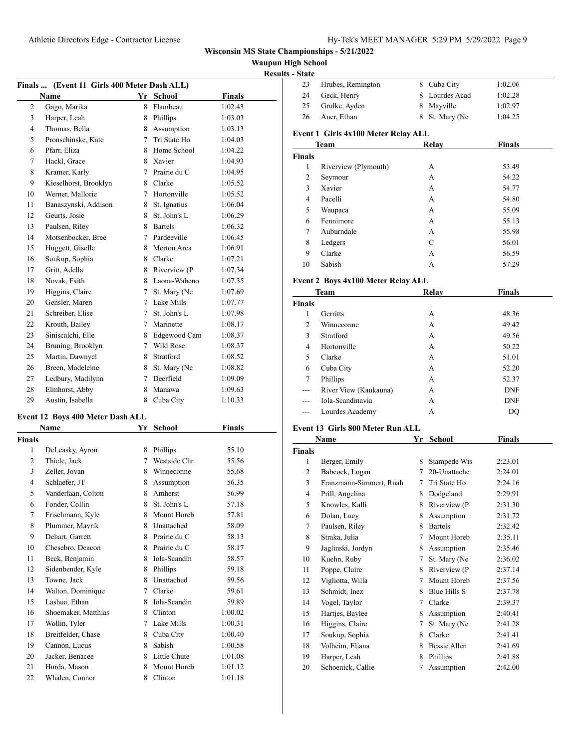**Wisconsin MS State Championships - 5/21/2022**

**Waupun High School**

**Results - State**

## Finals ... (Event 11 Girls 400 Meter Dash ALL)

| | Name | Yr | School | Finals |
|---|---|---|---|---|
| 2 | Gago, Marika | 8 | Flambeau | 1:02.43 |
| 3 | Harper, Leah | 8 | Phillips | 1:03.03 |
| 4 | Thomas, Bella | 8 | Assumption | 1:03.13 |
| 5 | Pronschinske, Kate | 7 | Tri State Ho | 1:04.03 |
| 6 | Pfarr, Eliza | 8 | Home School | 1:04.22 |
| 7 | Hackl, Grace | 8 | Xavier | 1:04.93 |
| 8 | Kramer, Karly | 7 | Prairie du C | 1:04.95 |
| 9 | Kieselhorst, Brooklyn | 8 | Clarke | 1:05.52 |
| 10 | Werner, Mallorie | 7 | Hortonville | 1:05.52 |
| 11 | Banaszynski, Addison | 8 | St. Ignatius | 1:06.04 |
| 12 | Geurts, Josie | 8 | St. John's L | 1:06.29 |
| 13 | Paulsen, Riley | 8 | Bartels | 1:06.32 |
| 14 | Motsenbocker, Bree | 7 | Pardeeville | 1:06.45 |
| 15 | Huggett, Giselle | 8 | Merton Area | 1:06.91 |
| 16 | Soukup, Sophia | 8 | Clarke | 1:07.21 |
| 17 | Gritt, Adella | 8 | Riverview (P | 1:07.34 |
| 18 | Novak, Faith | 8 | Laona-Wabeno | 1:07.35 |
| 19 | Higgins, Claire | 7 | St. Mary (Ne | 1:07.69 |
| 20 | Gensler, Maren | 7 | Lake Mills | 1:07.77 |
| 21 | Schreiber, Elise | 7 | St. John's L | 1:07.98 |
| 22 | Krouth, Bailey | 7 | Marinette | 1:08.17 |
| 23 | Siniscalchi, Elle | 8 | Edgewood Cam | 1:08.37 |
| 24 | Bruning, Brooklyn | 7 | Wild Rose | 1:08.37 |
| 25 | Martin, Dawnyel | 8 | Stratford | 1:08.52 |
| 26 | Breen, Madeleine | 8 | St. Mary (Ne | 1:08.82 |
| 27 | Ledbury, Madilynn | 7 | Deerfield | 1:09.09 |
| 28 | Elmhorst, Abby | 8 | Manawa | 1:09.63 |
| 29 | Austin, Isabella | 8 | Cuba City | 1:10.33 |

## Event 12 Boys 400 Meter Dash ALL

| | Name | Yr | School | Finals |
|---|---|---|---|---|
| **Finals** | | | | |
| 1 | DeLeasky, Ayron | 8 | Phillips | 55.10 |
| 2 | Thiele, Jack | 7 | Westside Chr | 55.56 |
| 3 | Zeller, Jovan | 8 | Winneconne | 55.68 |
| 4 | Schlaefer, JT | 8 | Assumption | 56.35 |
| 5 | Vanderlaan, Colton | 8 | Amherst | 56.99 |
| 6 | Fonder, Collin | 8 | St. John's L | 57.18 |
| 7 | Frischmann, Kyle | 8 | Mount Horeb | 57.81 |
| 8 | Plummer, Mavrik | 8 | Unattached | 58.09 |
| 9 | Dehart, Garrett | 8 | Prairie du C | 58.13 |
| 10 | Chesebro, Deacon | 8 | Prairie du C | 58.17 |
| 11 | Beck, Benjamin | 8 | Iola-Scandin | 58.57 |
| 12 | Sidenbender, Kyle | 8 | Phillips | 59.18 |
| 13 | Towne, Jack | 8 | Unattached | 59.56 |
| 14 | Walton, Dominique | 7 | Clarke | 59.61 |
| 15 | Lashua, Ethan | 8 | Iola-Scandin | 59.89 |
| 16 | Shoemaker, Matthias | 8 | Clinton | 1:00.02 |
| 17 | Wollin, Tyler | 7 | Lake Mills | 1:00.31 |
| 18 | Breitfelder, Chase | 8 | Cuba City | 1:00.40 |
| 19 | Cannon, Lucus | 8 | Sabish | 1:00.58 |
| 20 | Jacker, Benacee | 8 | Little Chute | 1:01.08 |
| 21 | Hurda, Mason | 8 | Mount Horeb | 1:01.12 |
| 22 | Whalen, Connor | 8 | Clinton | 1:01.18 |
| 23 | Hrubes, Remington | 8 | Cuba City | 1:02.06 |
| 24 | Geck, Henry | 8 | Lourdes Acad | 1:02.28 |
| 25 | Grulke, Ayden | 8 | Mayville | 1:02.97 |
| 26 | Auer, Ethan | 8 | St. Mary (Ne | 1:04.25 |

## Event 1 Girls 4x100 Meter Relay ALL

| | Team | Relay | Finals |
|---|---|---|---|
| **Finals** | | | |
| 1 | Riverview (Plymouth) | A | 53.49 |
| 2 | Seymour | A | 54.22 |
| 3 | Xavier | A | 54.77 |
| 4 | Pacelli | A | 54.80 |
| 5 | Waupaca | A | 55.09 |
| 6 | Fennimore | A | 55.13 |
| 7 | Auburndale | A | 55.98 |
| 8 | Ledgers | C | 56.01 |
| 9 | Clarke | A | 56.59 |
| 10 | Sabish | A | 57.29 |

## Event 2 Boys 4x100 Meter Relay ALL

| | Team | Relay | Finals |
|---|---|---|---|
| **Finals** | | | |
| 1 | Gerritts | A | 48.36 |
| 2 | Winneconne | A | 49.42 |
| 3 | Stratford | A | 49.56 |
| 4 | Hortonville | A | 50.22 |
| 5 | Clarke | A | 51.01 |
| 6 | Cuba City | A | 52.20 |
| 7 | Phillips | A | 52.37 |
| --- | River View (Kaukauna) | A | DNF |
| --- | Iola-Scandinavia | A | DNF |
| --- | Lourdes Academy | A | DQ |

## Event 13 Girls 800 Meter Run ALL

| | Name | Yr | School | Finals |
|---|---|---|---|---|
| **Finals** | | | | |
| 1 | Berger, Emily | 8 | Stampede Wis | 2:23.01 |
| 2 | Babcock, Logan | 7 | 20-Unattache | 2:24.01 |
| 3 | Franzmann-Simmert, Ruah | 7 | Tri State Ho | 2:24.16 |
| 4 | Prill, Angelina | 8 | Dodgeland | 2:29.91 |
| 5 | Knowles, Kalli | 8 | Riverview (P | 2:31.30 |
| 6 | Dolan, Lucy | 8 | Assumption | 2:31.72 |
| 7 | Paulsen, Riley | 8 | Bartels | 2:32.42 |
| 8 | Straka, Julia | 7 | Mount Horeb | 2:35.11 |
| 9 | Jaglinski, Jordyn | 8 | Assumption | 2:35.46 |
| 10 | Kuehn, Ruby | 7 | St. Mary (Ne | 2:36.02 |
| 11 | Poppe, Claire | 8 | Riverview (P | 2:37.14 |
| 12 | Vigliotta, Willa | 7 | Mount Horeb | 2:37.56 |
| 13 | Schmidt, Inez | 8 | Blue Hills S | 2:37.78 |
| 14 | Vogel, Taylor | 7 | Clarke | 2:39.37 |
| 15 | Hartjes, Baylee | 8 | Assumption | 2:40.41 |
| 16 | Higgins, Claire | 7 | St. Mary (Ne | 2:41.28 |
| 17 | Soukup, Sophia | 8 | Clarke | 2:41.41 |
| 18 | Volheim, Eliana | 8 | Bessie Allen | 2:41.69 |
| 19 | Harper, Leah | 8 | Phillips | 2:41.88 |
| 20 | Schoenick, Callie | 7 | Assumption | 2:42.00 |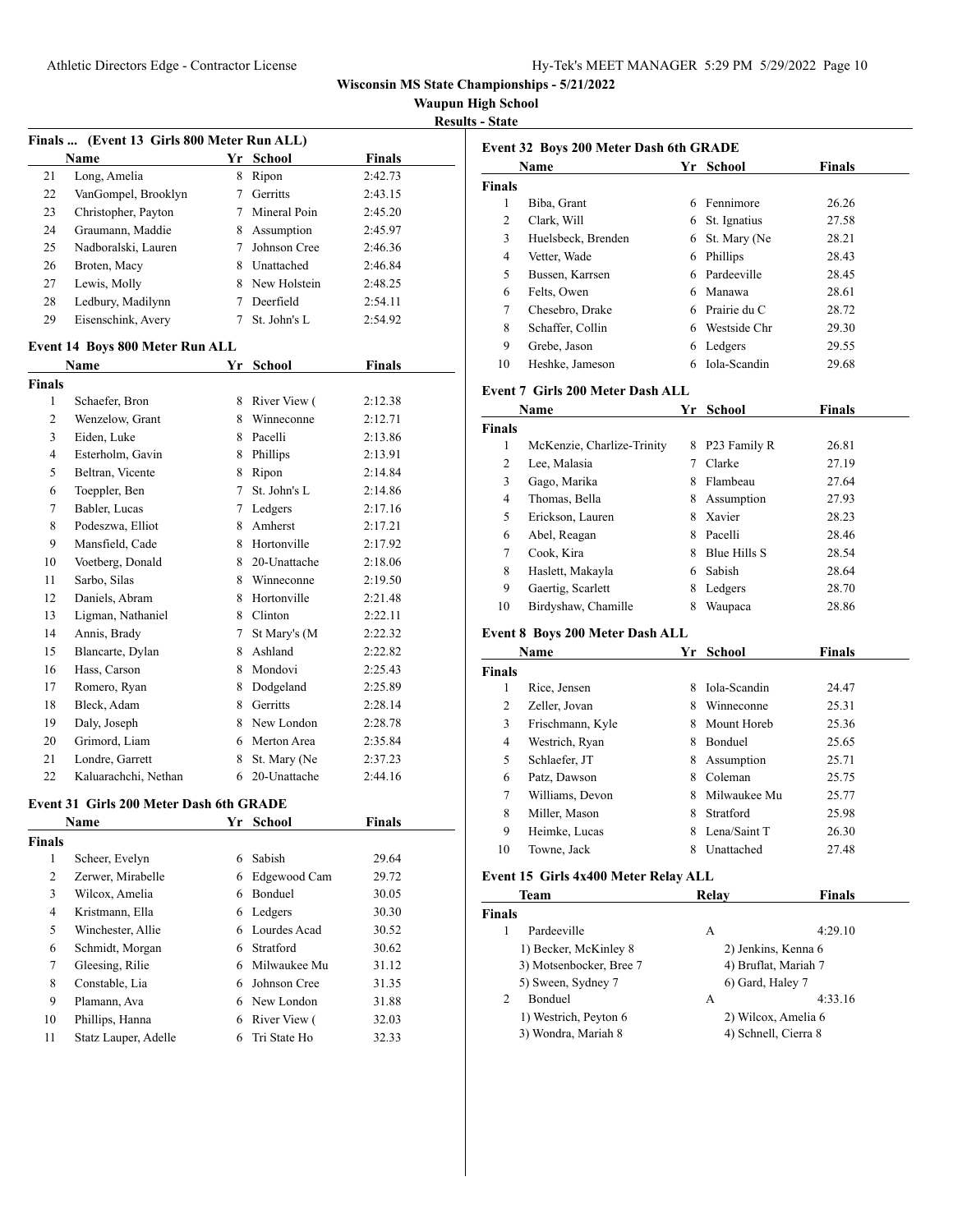# Wisconsin MS State Championships - 5/21/2022

**Waupun High School**

**Results - State**

### Finals ... (Event 13 Girls 800 Meter Run ALL)

| | Name | Yr | School | Finals |
|---|---|---|---|---|
| 21 | Long, Amelia | 8 | Ripon | 2:42.73 |
| 22 | VanGompel, Brooklyn | 7 | Gerritts | 2:43.15 |
| 23 | Christopher, Payton | 7 | Mineral Poin | 2:45.20 |
| 24 | Graumann, Maddie | 8 | Assumption | 2:45.97 |
| 25 | Nadboralski, Lauren | 7 | Johnson Cree | 2:46.36 |
| 26 | Broten, Macy | 8 | Unattached | 2:46.84 |
| 27 | Lewis, Molly | 8 | New Holstein | 2:48.25 |
| 28 | Ledbury, Madilynn | 7 | Deerfield | 2:54.11 |
| 29 | Eisenschink, Avery | 7 | St. John's L | 2:54.92 |

### Event 14 Boys 800 Meter Run ALL

| | Name | Yr | School | Finals |
|---|---|---|---|---|
| **Finals** | | | | |
| 1 | Schaefer, Bron | 8 | River View ( | 2:12.38 |
| 2 | Wenzelow, Grant | 8 | Winneconne | 2:12.71 |
| 3 | Eiden, Luke | 8 | Pacelli | 2:13.86 |
| 4 | Esterholm, Gavin | 8 | Phillips | 2:13.91 |
| 5 | Beltran, Vicente | 8 | Ripon | 2:14.84 |
| 6 | Toeppler, Ben | 7 | St. John's L | 2:14.86 |
| 7 | Babler, Lucas | 7 | Ledgers | 2:17.16 |
| 8 | Podeszwa, Elliot | 8 | Amherst | 2:17.21 |
| 9 | Mansfield, Cade | 8 | Hortonville | 2:17.92 |
| 10 | Voetberg, Donald | 8 | 20-Unattache | 2:18.06 |
| 11 | Sarbo, Silas | 8 | Winneconne | 2:19.50 |
| 12 | Daniels, Abram | 8 | Hortonville | 2:21.48 |
| 13 | Ligman, Nathaniel | 8 | Clinton | 2:22.11 |
| 14 | Annis, Brady | 7 | St Mary's (M | 2:22.32 |
| 15 | Blancarte, Dylan | 8 | Ashland | 2:22.82 |
| 16 | Hass, Carson | 8 | Mondovi | 2:25.43 |
| 17 | Romero, Ryan | 8 | Dodgeland | 2:25.89 |
| 18 | Bleck, Adam | 8 | Gerritts | 2:28.14 |
| 19 | Daly, Joseph | 8 | New London | 2:28.78 |
| 20 | Grimord, Liam | 6 | Merton Area | 2:35.84 |
| 21 | Londre, Garrett | 8 | St. Mary (Ne | 2:37.23 |
| 22 | Kaluarachchi, Nethan | 6 | 20-Unattache | 2:44.16 |

### Event 31 Girls 200 Meter Dash 6th GRADE

| | Name | Yr | School | Finals |
|---|---|---|---|---|
| **Finals** | | | | |
| 1 | Scheer, Evelyn | 6 | Sabish | 29.64 |
| 2 | Zerwer, Mirabelle | 6 | Edgewood Cam | 29.72 |
| 3 | Wilcox, Amelia | 6 | Bonduel | 30.05 |
| 4 | Kristmann, Ella | 6 | Ledgers | 30.30 |
| 5 | Winchester, Allie | 6 | Lourdes Acad | 30.52 |
| 6 | Schmidt, Morgan | 6 | Stratford | 30.62 |
| 7 | Gleesing, Rilie | 6 | Milwaukee Mu | 31.12 |
| 8 | Constable, Lia | 6 | Johnson Cree | 31.35 |
| 9 | Plamann, Ava | 6 | New London | 31.88 |
| 10 | Phillips, Hanna | 6 | River View ( | 32.03 |
| 11 | Statz Lauper, Adelle | 6 | Tri State Ho | 32.33 |

### Event 32 Boys 200 Meter Dash 6th GRADE

| | Name | Yr | School | Finals |
|---|---|---|---|---|
| **Finals** | | | | |
| 1 | Biba, Grant | 6 | Fennimore | 26.26 |
| 2 | Clark, Will | 6 | St. Ignatius | 27.58 |
| 3 | Huelsbeck, Brenden | 6 | St. Mary (Ne | 28.21 |
| 4 | Vetter, Wade | 6 | Phillips | 28.43 |
| 5 | Bussen, Karrsen | 6 | Pardeeville | 28.45 |
| 6 | Felts, Owen | 6 | Manawa | 28.61 |
| 7 | Chesebro, Drake | 6 | Prairie du C | 28.72 |
| 8 | Schaffer, Collin | 6 | Westside Chr | 29.30 |
| 9 | Grebe, Jason | 6 | Ledgers | 29.55 |
| 10 | Heshke, Jameson | 6 | Iola-Scandin | 29.68 |

### Event 7 Girls 200 Meter Dash ALL

| | Name | Yr | School | Finals |
|---|---|---|---|---|
| **Finals** | | | | |
| 1 | McKenzie, Charlize-Trinity | 8 | P23 Family R | 26.81 |
| 2 | Lee, Malasia | 7 | Clarke | 27.19 |
| 3 | Gago, Marika | 8 | Flambeau | 27.64 |
| 4 | Thomas, Bella | 8 | Assumption | 27.93 |
| 5 | Erickson, Lauren | 8 | Xavier | 28.23 |
| 6 | Abel, Reagan | 8 | Pacelli | 28.46 |
| 7 | Cook, Kira | 8 | Blue Hills S | 28.54 |
| 8 | Haslett, Makayla | 6 | Sabish | 28.64 |
| 9 | Gaertig, Scarlett | 8 | Ledgers | 28.70 |
| 10 | Birdyshaw, Chamille | 8 | Waupaca | 28.86 |

### Event 8 Boys 200 Meter Dash ALL

| | Name | Yr | School | Finals |
|---|---|---|---|---|
| **Finals** | | | | |
| 1 | Rice, Jensen | 8 | Iola-Scandin | 24.47 |
| 2 | Zeller, Jovan | 8 | Winneconne | 25.31 |
| 3 | Frischmann, Kyle | 8 | Mount Horeb | 25.36 |
| 4 | Westrich, Ryan | 8 | Bonduel | 25.65 |
| 5 | Schlaefer, JT | 8 | Assumption | 25.71 |
| 6 | Patz, Dawson | 8 | Coleman | 25.75 |
| 7 | Williams, Devon | 8 | Milwaukee Mu | 25.77 |
| 8 | Miller, Mason | 8 | Stratford | 25.98 |
| 9 | Heimke, Lucas | 8 | Lena/Saint T | 26.30 |
| 10 | Towne, Jack | 8 | Unattached | 27.48 |

### Event 15 Girls 4x400 Meter Relay ALL

| | Team | Relay | Finals |
|---|---|---|---|
| **Finals** | | | |
| 1 | Pardeeville | A | 4:29.10 |
| | 1) Becker, McKinley 8 | 2) Jenkins, Kenna 6 | |
| | 3) Motsenbocker, Bree 7 | 4) Bruflat, Mariah 7 | |
| | 5) Sween, Sydney 7 | 6) Gard, Haley 7 | |
| 2 | Bonduel | A | 4:33.16 |
| | 1) Westrich, Peyton 6 | 2) Wilcox, Amelia 6 | |
| | 3) Wondra, Mariah 8 | 4) Schnell, Cierra 8 | |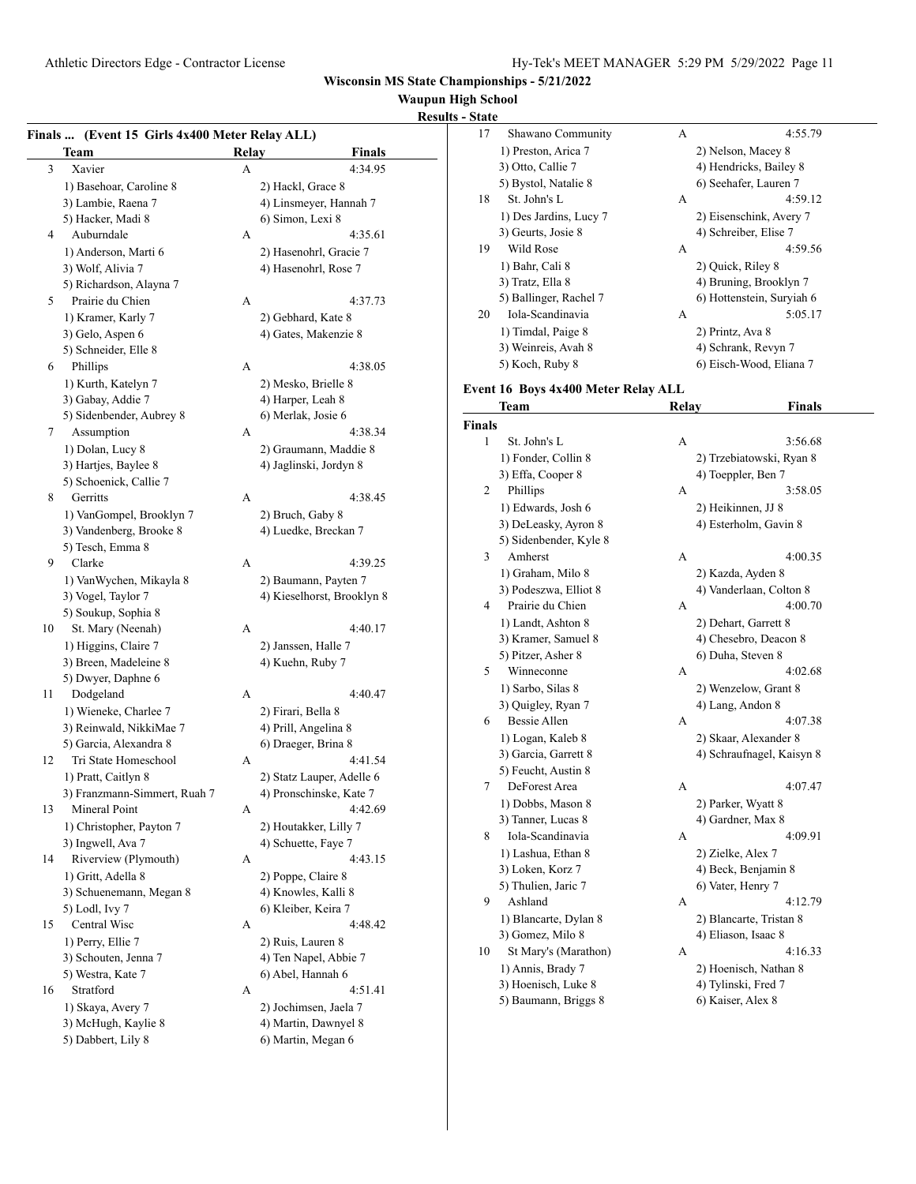**Wisconsin MS State Championships - 5/21/2022**

**Waupun High School**

**Results - State**

### Finals ... (Event 15 Girls 4x400 Meter Relay ALL)

| | Team | Relay | Finals |
|---|---|---|---|
| 3 | Xavier | A | 4:34.95 |
| | 1) Basehoar, Caroline 8 | 2) Hackl, Grace 8 | |
| | 3) Lambie, Raena 7 | 4) Linsmeyer, Hannah 7 | |
| | 5) Hacker, Madi 8 | 6) Simon, Lexi 8 | |
| 4 | Auburndale | A | 4:35.61 |
| | 1) Anderson, Marti 6 | 2) Hasenohrl, Gracie 7 | |
| | 3) Wolf, Alivia 7 | 4) Hasenohrl, Rose 7 | |
| | 5) Richardson, Alayna 7 | | |
| 5 | Prairie du Chien | A | 4:37.73 |
| | 1) Kramer, Karly 7 | 2) Gebhard, Kate 8 | |
| | 3) Gelo, Aspen 6 | 4) Gates, Makenzie 8 | |
| | 5) Schneider, Elle 8 | | |
| 6 | Phillips | A | 4:38.05 |
| | 1) Kurth, Katelyn 7 | 2) Mesko, Brielle 8 | |
| | 3) Gabay, Addie 7 | 4) Harper, Leah 8 | |
| | 5) Sidenbender, Aubrey 8 | 6) Merlak, Josie 6 | |
| 7 | Assumption | A | 4:38.34 |
| | 1) Dolan, Lucy 8 | 2) Graumann, Maddie 8 | |
| | 3) Hartjes, Baylee 8 | 4) Jaglinski, Jordyn 8 | |
| | 5) Schoenick, Callie 7 | | |
| 8 | Gerritts | A | 4:38.45 |
| | 1) VanGompel, Brooklyn 7 | 2) Bruch, Gaby 8 | |
| | 3) Vandenberg, Brooke 8 | 4) Luedke, Breckan 7 | |
| | 5) Tesch, Emma 8 | | |
| 9 | Clarke | A | 4:39.25 |
| | 1) VanWychen, Mikayla 8 | 2) Baumann, Payten 7 | |
| | 3) Vogel, Taylor 7 | 4) Kieselhorst, Brooklyn 8 | |
| | 5) Soukup, Sophia 8 | | |
| 10 | St. Mary (Neenah) | A | 4:40.17 |
| | 1) Higgins, Claire 7 | 2) Janssen, Halle 7 | |
| | 3) Breen, Madeleine 8 | 4) Kuehn, Ruby 7 | |
| | 5) Dwyer, Daphne 6 | | |
| 11 | Dodgeland | A | 4:40.47 |
| | 1) Wieneke, Charlee 7 | 2) Firari, Bella 8 | |
| | 3) Reinwald, NikkiMae 7 | 4) Prill, Angelina 8 | |
| | 5) Garcia, Alexandra 8 | 6) Draeger, Brina 8 | |
| 12 | Tri State Homeschool | A | 4:41.54 |
| | 1) Pratt, Caitlyn 8 | 2) Statz Lauper, Adelle 6 | |
| | 3) Franzmann-Simmert, Ruah 7 | 4) Pronschinske, Kate 7 | |
| 13 | Mineral Point | A | 4:42.69 |
| | 1) Christopher, Payton 7 | 2) Houtakker, Lilly 7 | |
| | 3) Ingwell, Ava 7 | 4) Schuette, Faye 7 | |
| 14 | Riverview (Plymouth) | A | 4:43.15 |
| | 1) Gritt, Adella 8 | 2) Poppe, Claire 8 | |
| | 3) Schuenemann, Megan 8 | 4) Knowles, Kalli 8 | |
| | 5) Lodl, Ivy 7 | 6) Kleiber, Keira 7 | |
| 15 | Central Wisc | A | 4:48.42 |
| | 1) Perry, Ellie 7 | 2) Ruis, Lauren 8 | |
| | 3) Schouten, Jenna 7 | 4) Ten Napel, Abbie 7 | |
| | 5) Westra, Kate 7 | 6) Abel, Hannah 6 | |
| 16 | Stratford | A | 4:51.41 |
| | 1) Skaya, Avery 7 | 2) Jochimsen, Jaela 7 | |
| | 3) McHugh, Kaylie 8 | 4) Martin, Dawnyel 8 | |
| | 5) Dabbert, Lily 8 | 6) Martin, Megan 6 | |
| 17 | Shawano Community | A | 4:55.79 |
| | 1) Preston, Arica 7 | 2) Nelson, Macey 8 | |
| | 3) Otto, Callie 7 | 4) Hendricks, Bailey 8 | |
| | 5) Bystol, Natalie 8 | 6) Seehafer, Lauren 7 | |
| 18 | St. John's L | A | 4:59.12 |
| | 1) Des Jardins, Lucy 7 | 2) Eisenschink, Avery 7 | |
| | 3) Geurts, Josie 8 | 4) Schreiber, Elise 7 | |
| 19 | Wild Rose | A | 4:59.56 |
| | 1) Bahr, Cali 8 | 2) Quick, Riley 8 | |
| | 3) Tratz, Ella 8 | 4) Bruning, Brooklyn 7 | |
| | 5) Ballinger, Rachel 7 | 6) Hottenstein, Suryiah 6 | |
| 20 | Iola-Scandinavia | A | 5:05.17 |
| | 1) Timdal, Paige 8 | 2) Printz, Ava 8 | |
| | 3) Weinreis, Avah 8 | 4) Schrank, Revyn 7 | |
| | 5) Koch, Ruby 8 | 6) Eisch-Wood, Eliana 7 | |

### Event 16 Boys 4x400 Meter Relay ALL

**Finals**

| | Team | Relay | Finals |
|---|---|---|---|
| 1 | St. John's L | A | 3:56.68 |
| | 1) Fonder, Collin 8 | 2) Trzebiatowski, Ryan 8 | |
| | 3) Effa, Cooper 8 | 4) Toeppler, Ben 7 | |
| 2 | Phillips | A | 3:58.05 |
| | 1) Edwards, Josh 6 | 2) Heikinnen, JJ 8 | |
| | 3) DeLeasky, Ayron 8 | 4) Esterholm, Gavin 8 | |
| | 5) Sidenbender, Kyle 8 | | |
| 3 | Amherst | A | 4:00.35 |
| | 1) Graham, Milo 8 | 2) Kazda, Ayden 8 | |
| | 3) Podeszwa, Elliot 8 | 4) Vanderlaan, Colton 8 | |
| 4 | Prairie du Chien | A | 4:00.70 |
| | 1) Landt, Ashton 8 | 2) Dehart, Garrett 8 | |
| | 3) Kramer, Samuel 8 | 4) Chesebro, Deacon 8 | |
| | 5) Pitzer, Asher 8 | 6) Duha, Steven 8 | |
| 5 | Winneconne | A | 4:02.68 |
| | 1) Sarbo, Silas 8 | 2) Wenzelow, Grant 8 | |
| | 3) Quigley, Ryan 7 | 4) Lang, Andon 8 | |
| 6 | Bessie Allen | A | 4:07.38 |
| | 1) Logan, Kaleb 8 | 2) Skaar, Alexander 8 | |
| | 3) Garcia, Garrett 8 | 4) Schraufnagel, Kaisyn 8 | |
| | 5) Feucht, Austin 8 | | |
| 7 | DeForest Area | A | 4:07.47 |
| | 1) Dobbs, Mason 8 | 2) Parker, Wyatt 8 | |
| | 3) Tanner, Lucas 8 | 4) Gardner, Max 8 | |
| 8 | Iola-Scandinavia | A | 4:09.91 |
| | 1) Lashua, Ethan 8 | 2) Zielke, Alex 7 | |
| | 3) Loken, Korz 7 | 4) Beck, Benjamin 8 | |
| | 5) Thulien, Jaric 7 | 6) Vater, Henry 7 | |
| 9 | Ashland | A | 4:12.79 |
| | 1) Blancarte, Dylan 8 | 2) Blancarte, Tristan 8 | |
| | 3) Gomez, Milo 8 | 4) Eliason, Isaac 8 | |
| 10 | St Mary's (Marathon) | A | 4:16.33 |
| | 1) Annis, Brady 7 | 2) Hoenisch, Nathan 8 | |
| | 3) Hoenisch, Luke 8 | 4) Tylinski, Fred 7 | |
| | 5) Baumann, Briggs 8 | 6) Kaiser, Alex 8 | |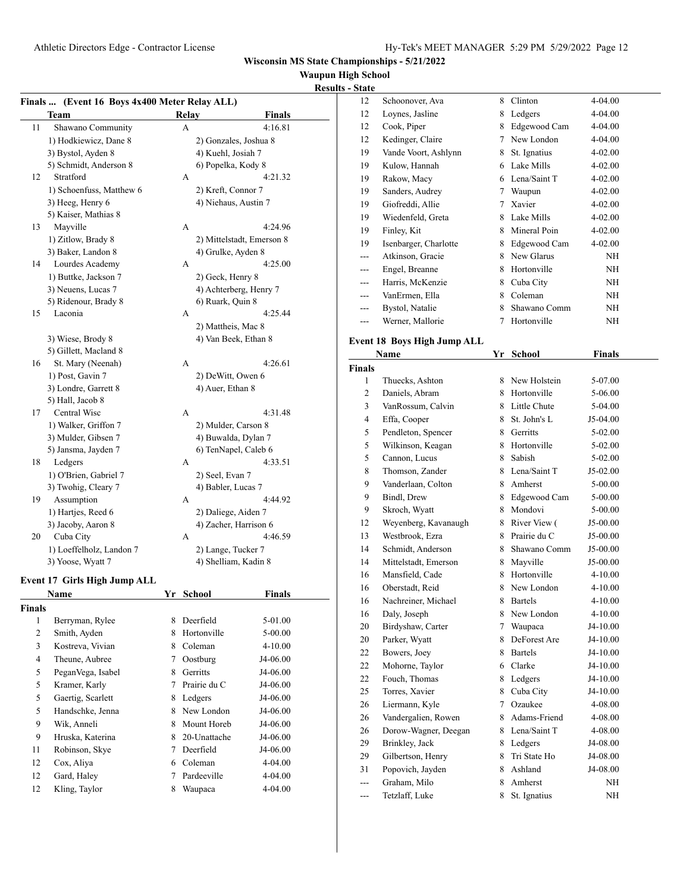## Wisconsin MS State Championships - 5/21/2022

### Waupun High School

### Results - State

#### Finals ... (Event 16 Boys 4x400 Meter Relay ALL)

| | Team | Relay | Finals |
|---|---|---|---|
| 11 | Shawano Community | A | 4:16.81 |
| | 1) Hodkiewicz, Dane 8 | 2) Gonzales, Joshua 8 | |
| | 3) Bystol, Ayden 8 | 4) Kuehl, Josiah 7 | |
| | 5) Schmidt, Anderson 8 | 6) Popelka, Kody 8 | |
| 12 | Stratford | A | 4:21.32 |
| | 1) Schoenfuss, Matthew 6 | 2) Kreft, Connor 7 | |
| | 3) Heeg, Henry 6 | 4) Niehaus, Austin 7 | |
| | 5) Kaiser, Mathias 8 | | |
| 13 | Mayville | A | 4:24.96 |
| | 1) Zitlow, Brady 8 | 2) Mittelstadt, Emerson 8 | |
| | 3) Baker, Landon 8 | 4) Grulke, Ayden 8 | |
| 14 | Lourdes Academy | A | 4:25.00 |
| | 1) Buttke, Jackson 7 | 2) Geck, Henry 8 | |
| | 3) Neuens, Lucas 7 | 4) Achterberg, Henry 7 | |
| | 5) Ridenour, Brady 8 | 6) Ruark, Quin 8 | |
| 15 | Laconia | A | 4:25.44 |
| | | 2) Mattheis, Mac 8 | |
| | 3) Wiese, Brody 8 | 4) Van Beek, Ethan 8 | |
| | 5) Gillett, Macland 8 | | |
| 16 | St. Mary (Neenah) | A | 4:26.61 |
| | 1) Post, Gavin 7 | 2) DeWitt, Owen 6 | |
| | 3) Londre, Garrett 8 | 4) Auer, Ethan 8 | |
| | 5) Hall, Jacob 8 | | |
| 17 | Central Wisc | A | 4:31.48 |
| | 1) Walker, Griffon 7 | 2) Mulder, Carson 8 | |
| | 3) Mulder, Gibsen 7 | 4) Buwalda, Dylan 7 | |
| | 5) Jansma, Jayden 7 | 6) TenNapel, Caleb 6 | |
| 18 | Ledgers | A | 4:33.51 |
| | 1) O'Brien, Gabriel 7 | 2) Seel, Evan 7 | |
| | 3) Twohig, Cleary 7 | 4) Babler, Lucas 7 | |
| 19 | Assumption | A | 4:44.92 |
| | 1) Hartjes, Reed 6 | 2) Daliege, Aiden 7 | |
| | 3) Jacoby, Aaron 8 | 4) Zacher, Harrison 6 | |
| 20 | Cuba City | A | 4:46.59 |
| | 1) Loeffelholz, Landon 7 | 2) Lange, Tucker 7 | |
| | 3) Yoose, Wyatt 7 | 4) Shelliam, Kadin 8 | |

#### Event 17 Girls High Jump ALL

| | Name | Yr | School | Finals |
|---|---|---|---|---|
| **Finals** | | | | |
| 1 | Berryman, Rylee | 8 | Deerfield | 5-01.00 |
| 2 | Smith, Ayden | 8 | Hortonville | 5-00.00 |
| 3 | Kostreva, Vivian | 8 | Coleman | 4-10.00 |
| 4 | Theune, Aubree | 7 | Oostburg | J4-06.00 |
| 5 | PeganVega, Isabel | 8 | Gerritts | J4-06.00 |
| 5 | Kramer, Karly | 7 | Prairie du C | J4-06.00 |
| 5 | Gaertig, Scarlett | 8 | Ledgers | J4-06.00 |
| 5 | Handschke, Jenna | 8 | New London | J4-06.00 |
| 9 | Wik, Anneli | 8 | Mount Horeb | J4-06.00 |
| 9 | Hruska, Katerina | 8 | 20-Unattache | J4-06.00 |
| 11 | Robinson, Skye | 7 | Deerfield | J4-06.00 |
| 12 | Cox, Aliya | 6 | Coleman | 4-04.00 |
| 12 | Gard, Haley | 7 | Pardeeville | 4-04.00 |
| 12 | Kling, Taylor | 8 | Waupaca | 4-04.00 |
| 12 | Schoonover, Ava | 8 | Clinton | 4-04.00 |
| 12 | Loynes, Jasline | 8 | Ledgers | 4-04.00 |
| 12 | Cook, Piper | 8 | Edgewood Cam | 4-04.00 |
| 12 | Kedinger, Claire | 7 | New London | 4-04.00 |
| 19 | Vande Voort, Ashlynn | 8 | St. Ignatius | 4-02.00 |
| 19 | Kulow, Hannah | 6 | Lake Mills | 4-02.00 |
| 19 | Rakow, Macy | 6 | Lena/Saint T | 4-02.00 |
| 19 | Sanders, Audrey | 7 | Waupun | 4-02.00 |
| 19 | Giofreddi, Allie | 7 | Xavier | 4-02.00 |
| 19 | Wiedenfeld, Greta | 8 | Lake Mills | 4-02.00 |
| 19 | Finley, Kit | 8 | Mineral Poin | 4-02.00 |
| 19 | Isenbarger, Charlotte | 8 | Edgewood Cam | 4-02.00 |
| --- | Atkinson, Gracie | 8 | New Glarus | NH |
| --- | Engel, Breanne | 8 | Hortonville | NH |
| --- | Harris, McKenzie | 8 | Cuba City | NH |
| --- | VanErmen, Ella | 8 | Coleman | NH |
| --- | Bystol, Natalie | 8 | Shawano Comm | NH |
| --- | Werner, Mallorie | 7 | Hortonville | NH |

#### Event 18 Boys High Jump ALL

| | Name | Yr | School | Finals |
|---|---|---|---|---|
| **Finals** | | | | |
| 1 | Thuecks, Ashton | 8 | New Holstein | 5-07.00 |
| 2 | Daniels, Abram | 8 | Hortonville | 5-06.00 |
| 3 | VanRossum, Calvin | 8 | Little Chute | 5-04.00 |
| 4 | Effa, Cooper | 8 | St. John's L | J5-04.00 |
| 5 | Pendleton, Spencer | 8 | Gerritts | 5-02.00 |
| 5 | Wilkinson, Keagan | 8 | Hortonville | 5-02.00 |
| 5 | Cannon, Lucus | 8 | Sabish | 5-02.00 |
| 8 | Thomson, Zander | 8 | Lena/Saint T | J5-02.00 |
| 9 | Vanderlaan, Colton | 8 | Amherst | 5-00.00 |
| 9 | Bindl, Drew | 8 | Edgewood Cam | 5-00.00 |
| 9 | Skroch, Wyatt | 8 | Mondovi | 5-00.00 |
| 12 | Weyenberg, Kavanaugh | 8 | River View ( | J5-00.00 |
| 13 | Westbrook, Ezra | 8 | Prairie du C | J5-00.00 |
| 14 | Schmidt, Anderson | 8 | Shawano Comm | J5-00.00 |
| 14 | Mittelstadt, Emerson | 8 | Mayville | J5-00.00 |
| 16 | Mansfield, Cade | 8 | Hortonville | 4-10.00 |
| 16 | Oberstadt, Reid | 8 | New London | 4-10.00 |
| 16 | Nachreiner, Michael | 8 | Bartels | 4-10.00 |
| 16 | Daly, Joseph | 8 | New London | 4-10.00 |
| 20 | Birdyshaw, Carter | 7 | Waupaca | J4-10.00 |
| 20 | Parker, Wyatt | 8 | DeForest Are | J4-10.00 |
| 22 | Bowers, Joey | 8 | Bartels | J4-10.00 |
| 22 | Mohorne, Taylor | 6 | Clarke | J4-10.00 |
| 22 | Fouch, Thomas | 8 | Ledgers | J4-10.00 |
| 25 | Torres, Xavier | 8 | Cuba City | J4-10.00 |
| 26 | Liermann, Kyle | 7 | Ozaukee | 4-08.00 |
| 26 | Vandergalien, Rowen | 8 | Adams-Friend | 4-08.00 |
| 26 | Dorow-Wagner, Deegan | 8 | Lena/Saint T | 4-08.00 |
| 29 | Brinkley, Jack | 8 | Ledgers | J4-08.00 |
| 29 | Gilbertson, Henry | 8 | Tri State Ho | J4-08.00 |
| 31 | Popovich, Jayden | 8 | Ashland | J4-08.00 |
| --- | Graham, Milo | 8 | Amherst | NH |
| --- | Tetzlaff, Luke | 8 | St. Ignatius | NH |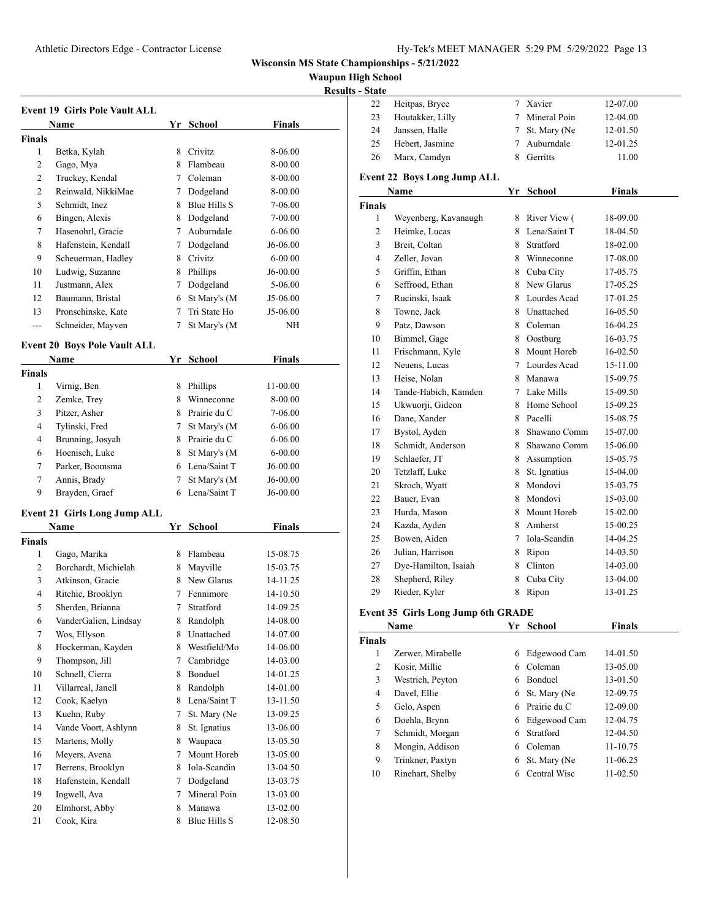**Wisconsin MS State Championships - 5/21/2022**

**Waupun High School**

**Results - State**

### Event 19 Girls Pole Vault ALL

| | Name | Yr | School | Finals |
|---|---|---|---|---|
| **Finals** | | | | |
| 1 | Betka, Kylah | 8 | Crivitz | 8-06.00 |
| 2 | Gago, Mya | 8 | Flambeau | 8-00.00 |
| 2 | Truckey, Kendal | 7 | Coleman | 8-00.00 |
| 2 | Reinwald, NikkiMae | 7 | Dodgeland | 8-00.00 |
| 5 | Schmidt, Inez | 8 | Blue Hills S | 7-06.00 |
| 6 | Bingen, Alexis | 8 | Dodgeland | 7-00.00 |
| 7 | Hasenohrl, Gracie | 7 | Auburndale | 6-06.00 |
| 8 | Hafenstein, Kendall | 7 | Dodgeland | J6-06.00 |
| 9 | Scheuerman, Hadley | 8 | Crivitz | 6-00.00 |
| 10 | Ludwig, Suzanne | 8 | Phillips | J6-00.00 |
| 11 | Justmann, Alex | 7 | Dodgeland | 5-06.00 |
| 12 | Baumann, Bristal | 6 | St Mary's (M | J5-06.00 |
| 13 | Pronschinske, Kate | 7 | Tri State Ho | J5-06.00 |
| --- | Schneider, Mayven | 7 | St Mary's (M | NH |

### Event 20 Boys Pole Vault ALL

| | Name | Yr | School | Finals |
|---|---|---|---|---|
| **Finals** | | | | |
| 1 | Virnig, Ben | 8 | Phillips | 11-00.00 |
| 2 | Zemke, Trey | 8 | Winneconne | 8-00.00 |
| 3 | Pitzer, Asher | 8 | Prairie du C | 7-06.00 |
| 4 | Tylinski, Fred | 7 | St Mary's (M | 6-06.00 |
| 4 | Brunning, Josyah | 8 | Prairie du C | 6-06.00 |
| 6 | Hoenisch, Luke | 8 | St Mary's (M | 6-00.00 |
| 7 | Parker, Boomsma | 6 | Lena/Saint T | J6-00.00 |
| 7 | Annis, Brady | 7 | St Mary's (M | J6-00.00 |
| 9 | Brayden, Graef | 6 | Lena/Saint T | J6-00.00 |

### Event 21 Girls Long Jump ALL

| | Name | Yr | School | Finals |
|---|---|---|---|---|
| **Finals** | | | | |
| 1 | Gago, Marika | 8 | Flambeau | 15-08.75 |
| 2 | Borchardt, Michielah | 8 | Mayville | 15-03.75 |
| 3 | Atkinson, Gracie | 8 | New Glarus | 14-11.25 |
| 4 | Ritchie, Brooklyn | 7 | Fennimore | 14-10.50 |
| 5 | Sherden, Brianna | 7 | Stratford | 14-09.25 |
| 6 | VanderGalien, Lindsay | 8 | Randolph | 14-08.00 |
| 7 | Wos, Ellyson | 8 | Unattached | 14-07.00 |
| 8 | Hockerman, Kayden | 8 | Westfield/Mo | 14-06.00 |
| 9 | Thompson, Jill | 7 | Cambridge | 14-03.00 |
| 10 | Schnell, Cierra | 8 | Bonduel | 14-01.25 |
| 11 | Villarreal, Janell | 8 | Randolph | 14-01.00 |
| 12 | Cook, Kaelyn | 8 | Lena/Saint T | 13-11.50 |
| 13 | Kuehn, Ruby | 7 | St. Mary (Ne | 13-09.25 |
| 14 | Vande Voort, Ashlynn | 8 | St. Ignatius | 13-06.00 |
| 15 | Martens, Molly | 8 | Waupaca | 13-05.50 |
| 16 | Meyers, Avena | 7 | Mount Horeb | 13-05.00 |
| 17 | Berrens, Brooklyn | 8 | Iola-Scandin | 13-04.50 |
| 18 | Hafenstein, Kendall | 7 | Dodgeland | 13-03.75 |
| 19 | Ingwell, Ava | 7 | Mineral Poin | 13-03.00 |
| 20 | Elmhorst, Abby | 8 | Manawa | 13-02.00 |
| 21 | Cook, Kira | 8 | Blue Hills S | 12-08.50 |
| 22 | Heitpas, Bryce | 7 | Xavier | 12-07.00 |
| 23 | Houtakker, Lilly | 7 | Mineral Poin | 12-04.00 |
| 24 | Janssen, Halle | 7 | St. Mary (Ne | 12-01.50 |
| 25 | Hebert, Jasmine | 7 | Auburndale | 12-01.25 |
| 26 | Marx, Camdyn | 8 | Gerritts | 11.00 |

### Event 22 Boys Long Jump ALL

| | Name | Yr | School | Finals |
|---|---|---|---|---|
| **Finals** | | | | |
| 1 | Weyenberg, Kavanaugh | 8 | River View ( | 18-09.00 |
| 2 | Heimke, Lucas | 8 | Lena/Saint T | 18-04.50 |
| 3 | Breit, Coltan | 8 | Stratford | 18-02.00 |
| 4 | Zeller, Jovan | 8 | Winneconne | 17-08.00 |
| 5 | Griffin, Ethan | 8 | Cuba City | 17-05.75 |
| 6 | Seffrood, Ethan | 8 | New Glarus | 17-05.25 |
| 7 | Rucinski, Isaak | 8 | Lourdes Acad | 17-01.25 |
| 8 | Towne, Jack | 8 | Unattached | 16-05.50 |
| 9 | Patz, Dawson | 8 | Coleman | 16-04.25 |
| 10 | Bimmel, Gage | 8 | Oostburg | 16-03.75 |
| 11 | Frischmann, Kyle | 8 | Mount Horeb | 16-02.50 |
| 12 | Neuens, Lucas | 7 | Lourdes Acad | 15-11.00 |
| 13 | Heise, Nolan | 8 | Manawa | 15-09.75 |
| 14 | Tande-Habich, Kamden | 7 | Lake Mills | 15-09.50 |
| 15 | Ukwuorji, Gideon | 8 | Home School | 15-09.25 |
| 16 | Dane, Xander | 8 | Pacelli | 15-08.75 |
| 17 | Bystol, Ayden | 8 | Shawano Comm | 15-07.00 |
| 18 | Schmidt, Anderson | 8 | Shawano Comm | 15-06.00 |
| 19 | Schlaefer, JT | 8 | Assumption | 15-05.75 |
| 20 | Tetzlaff, Luke | 8 | St. Ignatius | 15-04.00 |
| 21 | Skroch, Wyatt | 8 | Mondovi | 15-03.75 |
| 22 | Bauer, Evan | 8 | Mondovi | 15-03.00 |
| 23 | Hurda, Mason | 8 | Mount Horeb | 15-02.00 |
| 24 | Kazda, Ayden | 8 | Amherst | 15-00.25 |
| 25 | Bowen, Aiden | 7 | Iola-Scandin | 14-04.25 |
| 26 | Julian, Harrison | 8 | Ripon | 14-03.50 |
| 27 | Dye-Hamilton, Isaiah | 8 | Clinton | 14-03.00 |
| 28 | Shepherd, Riley | 8 | Cuba City | 13-04.00 |
| 29 | Rieder, Kyler | 8 | Ripon | 13-01.25 |

### Event 35 Girls Long Jump 6th GRADE

| | Name | Yr | School | Finals |
|---|---|---|---|---|
| **Finals** | | | | |
| 1 | Zerwer, Mirabelle | 6 | Edgewood Cam | 14-01.50 |
| 2 | Kosir, Millie | 6 | Coleman | 13-05.00 |
| 3 | Westrich, Peyton | 6 | Bonduel | 13-01.50 |
| 4 | Davel, Ellie | 6 | St. Mary (Ne | 12-09.75 |
| 5 | Gelo, Aspen | 6 | Prairie du C | 12-09.00 |
| 6 | Doehla, Brynn | 6 | Edgewood Cam | 12-04.75 |
| 7 | Schmidt, Morgan | 6 | Stratford | 12-04.50 |
| 8 | Mongin, Addison | 6 | Coleman | 11-10.75 |
| 9 | Trinkner, Paxtyn | 6 | St. Mary (Ne | 11-06.25 |
| 10 | Rinehart, Shelby | 6 | Central Wisc | 11-02.50 |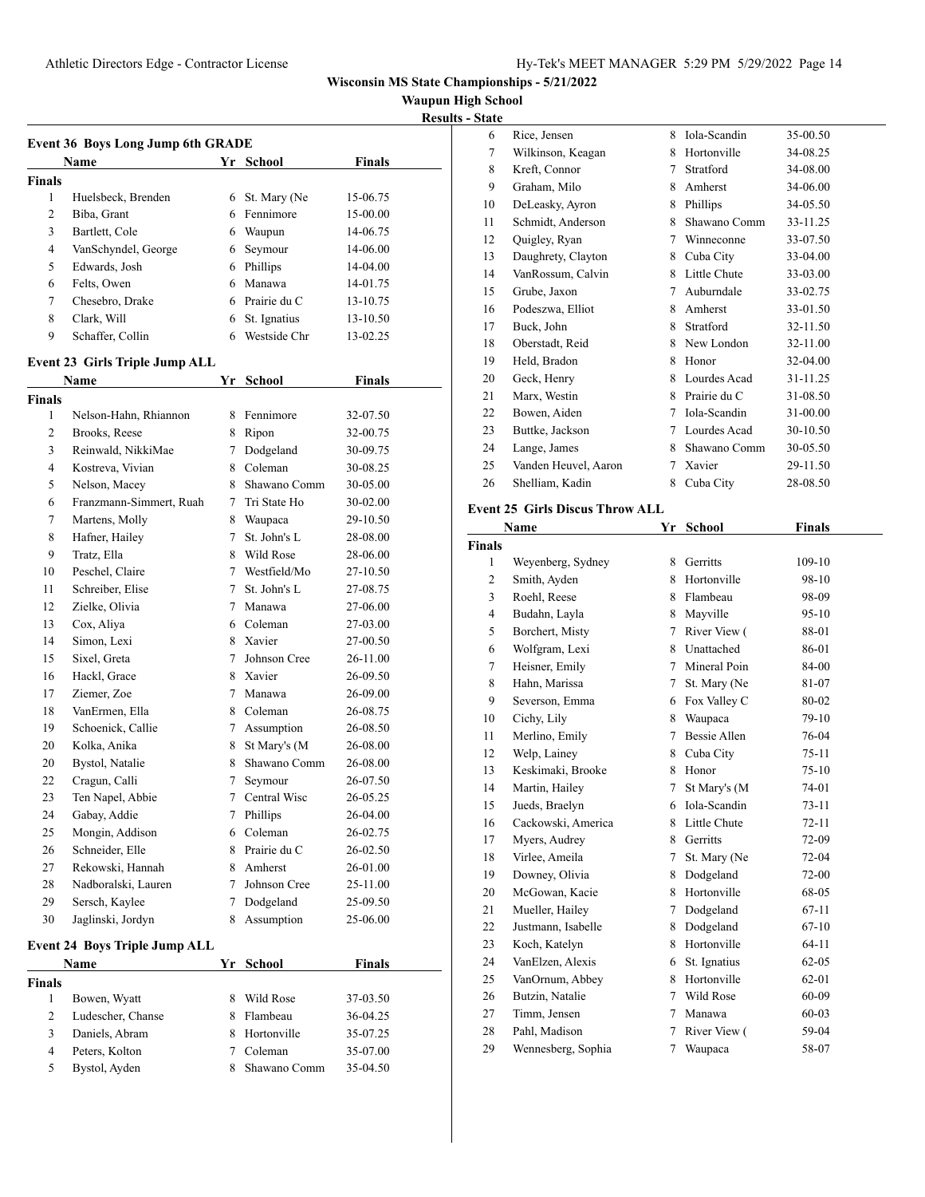**Wisconsin MS State Championships - 5/21/2022**

**Waupun High School**

**Results - State**

### Event 36 Boys Long Jump 6th GRADE

| | Name | Yr | School | Finals |
|---|---|---|---|---|
| **Finals** | | | | |
| 1 | Huelsbeck, Brenden | 6 | St. Mary (Ne | 15-06.75 |
| 2 | Biba, Grant | 6 | Fennimore | 15-00.00 |
| 3 | Bartlett, Cole | 6 | Waupun | 14-06.75 |
| 4 | VanSchyndel, George | 6 | Seymour | 14-06.00 |
| 5 | Edwards, Josh | 6 | Phillips | 14-04.00 |
| 6 | Felts, Owen | 6 | Manawa | 14-01.75 |
| 7 | Chesebro, Drake | 6 | Prairie du C | 13-10.75 |
| 8 | Clark, Will | 6 | St. Ignatius | 13-10.50 |
| 9 | Schaffer, Collin | 6 | Westside Chr | 13-02.25 |

### Event 23 Girls Triple Jump ALL

| | Name | Yr | School | Finals |
|---|---|---|---|---|
| **Finals** | | | | |
| 1 | Nelson-Hahn, Rhiannon | 8 | Fennimore | 32-07.50 |
| 2 | Brooks, Reese | 8 | Ripon | 32-00.75 |
| 3 | Reinwald, NikkiMae | 7 | Dodgeland | 30-09.75 |
| 4 | Kostreva, Vivian | 8 | Coleman | 30-08.25 |
| 5 | Nelson, Macey | 8 | Shawano Comm | 30-05.00 |
| 6 | Franzmann-Simmert, Ruah | 7 | Tri State Ho | 30-02.00 |
| 7 | Martens, Molly | 8 | Waupaca | 29-10.50 |
| 8 | Hafner, Hailey | 7 | St. John's L | 28-08.00 |
| 9 | Tratz, Ella | 8 | Wild Rose | 28-06.00 |
| 10 | Peschel, Claire | 7 | Westfield/Mo | 27-10.50 |
| 11 | Schreiber, Elise | 7 | St. John's L | 27-08.75 |
| 12 | Zielke, Olivia | 7 | Manawa | 27-06.00 |
| 13 | Cox, Aliya | 6 | Coleman | 27-03.00 |
| 14 | Simon, Lexi | 8 | Xavier | 27-00.50 |
| 15 | Sixel, Greta | 7 | Johnson Cree | 26-11.00 |
| 16 | Hackl, Grace | 8 | Xavier | 26-09.50 |
| 17 | Ziemer, Zoe | 7 | Manawa | 26-09.00 |
| 18 | VanErmen, Ella | 8 | Coleman | 26-08.75 |
| 19 | Schoenick, Callie | 7 | Assumption | 26-08.50 |
| 20 | Kolka, Anika | 8 | St Mary's (M | 26-08.00 |
| 20 | Bystol, Natalie | 8 | Shawano Comm | 26-08.00 |
| 22 | Cragun, Calli | 7 | Seymour | 26-07.50 |
| 23 | Ten Napel, Abbie | 7 | Central Wisc | 26-05.25 |
| 24 | Gabay, Addie | 7 | Phillips | 26-04.00 |
| 25 | Mongin, Addison | 6 | Coleman | 26-02.75 |
| 26 | Schneider, Elle | 8 | Prairie du C | 26-02.50 |
| 27 | Rekowski, Hannah | 8 | Amherst | 26-01.00 |
| 28 | Nadboralski, Lauren | 7 | Johnson Cree | 25-11.00 |
| 29 | Sersch, Kaylee | 7 | Dodgeland | 25-09.50 |
| 30 | Jaglinski, Jordyn | 8 | Assumption | 25-06.00 |

### Event 24 Boys Triple Jump ALL

| | Name | Yr | School | Finals |
|---|---|---|---|---|
| **Finals** | | | | |
| 1 | Bowen, Wyatt | 8 | Wild Rose | 37-03.50 |
| 2 | Ludescher, Chanse | 8 | Flambeau | 36-04.25 |
| 3 | Daniels, Abram | 8 | Hortonville | 35-07.25 |
| 4 | Peters, Kolton | 7 | Coleman | 35-07.00 |
| 5 | Bystol, Ayden | 8 | Shawano Comm | 35-04.50 |
| 6 | Rice, Jensen | 8 | Iola-Scandin | 35-00.50 |
| 7 | Wilkinson, Keagan | 8 | Hortonville | 34-08.25 |
| 8 | Kreft, Connor | 7 | Stratford | 34-08.00 |
| 9 | Graham, Milo | 8 | Amherst | 34-06.00 |
| 10 | DeLeasky, Ayron | 8 | Phillips | 34-05.50 |
| 11 | Schmidt, Anderson | 8 | Shawano Comm | 33-11.25 |
| 12 | Quigley, Ryan | 7 | Winneconne | 33-07.50 |
| 13 | Daughrety, Clayton | 8 | Cuba City | 33-04.00 |
| 14 | VanRossum, Calvin | 8 | Little Chute | 33-03.00 |
| 15 | Grube, Jaxon | 7 | Auburndale | 33-02.75 |
| 16 | Podeszwa, Elliot | 8 | Amherst | 33-01.50 |
| 17 | Buck, John | 8 | Stratford | 32-11.50 |
| 18 | Oberstadt, Reid | 8 | New London | 32-11.00 |
| 19 | Held, Bradon | 8 | Honor | 32-04.00 |
| 20 | Geck, Henry | 8 | Lourdes Acad | 31-11.25 |
| 21 | Marx, Westin | 8 | Prairie du C | 31-08.50 |
| 22 | Bowen, Aiden | 7 | Iola-Scandin | 31-00.00 |
| 23 | Buttke, Jackson | 7 | Lourdes Acad | 30-10.50 |
| 24 | Lange, James | 8 | Shawano Comm | 30-05.50 |
| 25 | Vanden Heuvel, Aaron | 7 | Xavier | 29-11.50 |
| 26 | Shelliam, Kadin | 8 | Cuba City | 28-08.50 |

### Event 25 Girls Discus Throw ALL

| | Name | Yr | School | Finals |
|---|---|---|---|---|
| **Finals** | | | | |
| 1 | Weyenberg, Sydney | 8 | Gerritts | 109-10 |
| 2 | Smith, Ayden | 8 | Hortonville | 98-10 |
| 3 | Roehl, Reese | 8 | Flambeau | 98-09 |
| 4 | Budahn, Layla | 8 | Mayville | 95-10 |
| 5 | Borchert, Misty | 7 | River View ( | 88-01 |
| 6 | Wolfgram, Lexi | 8 | Unattached | 86-01 |
| 7 | Heisner, Emily | 7 | Mineral Poin | 84-00 |
| 8 | Hahn, Marissa | 7 | St. Mary (Ne | 81-07 |
| 9 | Severson, Emma | 6 | Fox Valley C | 80-02 |
| 10 | Cichy, Lily | 8 | Waupaca | 79-10 |
| 11 | Merlino, Emily | 7 | Bessie Allen | 76-04 |
| 12 | Welp, Lainey | 8 | Cuba City | 75-11 |
| 13 | Keskimaki, Brooke | 8 | Honor | 75-10 |
| 14 | Martin, Hailey | 7 | St Mary's (M | 74-01 |
| 15 | Jueds, Braelyn | 6 | Iola-Scandin | 73-11 |
| 16 | Cackowski, America | 8 | Little Chute | 72-11 |
| 17 | Myers, Audrey | 8 | Gerritts | 72-09 |
| 18 | Virlee, Ameila | 7 | St. Mary (Ne | 72-04 |
| 19 | Downey, Olivia | 8 | Dodgeland | 72-00 |
| 20 | McGowan, Kacie | 8 | Hortonville | 68-05 |
| 21 | Mueller, Hailey | 7 | Dodgeland | 67-11 |
| 22 | Justmann, Isabelle | 8 | Dodgeland | 67-10 |
| 23 | Koch, Katelyn | 8 | Hortonville | 64-11 |
| 24 | VanElzen, Alexis | 6 | St. Ignatius | 62-05 |
| 25 | VanOrnum, Abbey | 8 | Hortonville | 62-01 |
| 26 | Butzin, Natalie | 7 | Wild Rose | 60-09 |
| 27 | Timm, Jensen | 7 | Manawa | 60-03 |
| 28 | Pahl, Madison | 7 | River View ( | 59-04 |
| 29 | Wennesberg, Sophia | 7 | Waupaca | 58-07 |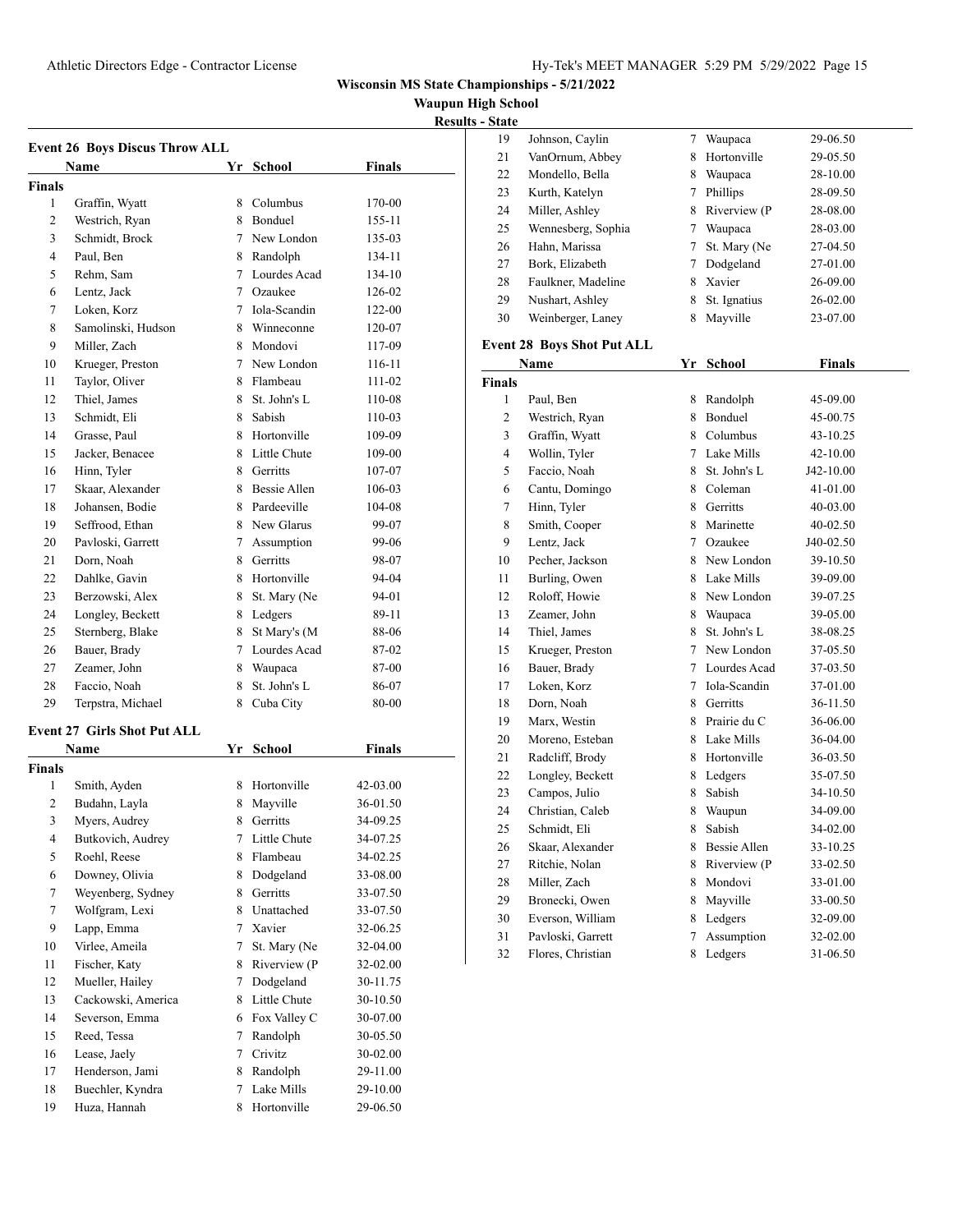Wisconsin MS State Championships - 5/21/2022

Waupun High School

Results - State

### Event 26 Boys Discus Throw ALL

| | Name | Yr | School | Finals |
|---|---|---|---|---|
| **Finals** | | | | |
| 1 | Graffin, Wyatt | 8 | Columbus | 170-00 |
| 2 | Westrich, Ryan | 8 | Bonduel | 155-11 |
| 3 | Schmidt, Brock | 7 | New London | 135-03 |
| 4 | Paul, Ben | 8 | Randolph | 134-11 |
| 5 | Rehm, Sam | 7 | Lourdes Acad | 134-10 |
| 6 | Lentz, Jack | 7 | Ozaukee | 126-02 |
| 7 | Loken, Korz | 7 | Iola-Scandin | 122-00 |
| 8 | Samolinski, Hudson | 8 | Winneconne | 120-07 |
| 9 | Miller, Zach | 8 | Mondovi | 117-09 |
| 10 | Krueger, Preston | 7 | New London | 116-11 |
| 11 | Taylor, Oliver | 8 | Flambeau | 111-02 |
| 12 | Thiel, James | 8 | St. John's L | 110-08 |
| 13 | Schmidt, Eli | 8 | Sabish | 110-03 |
| 14 | Grasse, Paul | 8 | Hortonville | 109-09 |
| 15 | Jacker, Benacee | 8 | Little Chute | 109-00 |
| 16 | Hinn, Tyler | 8 | Gerritts | 107-07 |
| 17 | Skaar, Alexander | 8 | Bessie Allen | 106-03 |
| 18 | Johansen, Bodie | 8 | Pardeeville | 104-08 |
| 19 | Seffrood, Ethan | 8 | New Glarus | 99-07 |
| 20 | Pavloski, Garrett | 7 | Assumption | 99-06 |
| 21 | Dorn, Noah | 8 | Gerritts | 98-07 |
| 22 | Dahlke, Gavin | 8 | Hortonville | 94-04 |
| 23 | Berzowski, Alex | 8 | St. Mary (Ne | 94-01 |
| 24 | Longley, Beckett | 8 | Ledgers | 89-11 |
| 25 | Sternberg, Blake | 8 | St Mary's (M | 88-06 |
| 26 | Bauer, Brady | 7 | Lourdes Acad | 87-02 |
| 27 | Zeamer, John | 8 | Waupaca | 87-00 |
| 28 | Faccio, Noah | 8 | St. John's L | 86-07 |
| 29 | Terpstra, Michael | 8 | Cuba City | 80-00 |

### Event 27 Girls Shot Put ALL

| | Name | Yr | School | Finals |
|---|---|---|---|---|
| **Finals** | | | | |
| 1 | Smith, Ayden | 8 | Hortonville | 42-03.00 |
| 2 | Budahn, Layla | 8 | Mayville | 36-01.50 |
| 3 | Myers, Audrey | 8 | Gerritts | 34-09.25 |
| 4 | Butkovich, Audrey | 7 | Little Chute | 34-07.25 |
| 5 | Roehl, Reese | 8 | Flambeau | 34-02.25 |
| 6 | Downey, Olivia | 8 | Dodgeland | 33-08.00 |
| 7 | Weyenberg, Sydney | 8 | Gerritts | 33-07.50 |
| 7 | Wolfgram, Lexi | 8 | Unattached | 33-07.50 |
| 9 | Lapp, Emma | 7 | Xavier | 32-06.25 |
| 10 | Virlee, Ameila | 7 | St. Mary (Ne | 32-04.00 |
| 11 | Fischer, Katy | 8 | Riverview (P | 32-02.00 |
| 12 | Mueller, Hailey | 7 | Dodgeland | 30-11.75 |
| 13 | Cackowski, America | 8 | Little Chute | 30-10.50 |
| 14 | Severson, Emma | 6 | Fox Valley C | 30-07.00 |
| 15 | Reed, Tessa | 7 | Randolph | 30-05.50 |
| 16 | Lease, Jaely | 7 | Crivitz | 30-02.00 |
| 17 | Henderson, Jami | 8 | Randolph | 29-11.00 |
| 18 | Buechler, Kyndra | 7 | Lake Mills | 29-10.00 |
| 19 | Huza, Hannah | 8 | Hortonville | 29-06.50 |
| 19 | Johnson, Caylin | 7 | Waupaca | 29-06.50 |
| 21 | VanOrnum, Abbey | 8 | Hortonville | 29-05.50 |
| 22 | Mondello, Bella | 8 | Waupaca | 28-10.00 |
| 23 | Kurth, Katelyn | 7 | Phillips | 28-09.50 |
| 24 | Miller, Ashley | 8 | Riverview (P | 28-08.00 |
| 25 | Wennesberg, Sophia | 7 | Waupaca | 28-03.00 |
| 26 | Hahn, Marissa | 7 | St. Mary (Ne | 27-04.50 |
| 27 | Bork, Elizabeth | 7 | Dodgeland | 27-01.00 |
| 28 | Faulkner, Madeline | 8 | Xavier | 26-09.00 |
| 29 | Nushart, Ashley | 8 | St. Ignatius | 26-02.00 |
| 30 | Weinberger, Laney | 8 | Mayville | 23-07.00 |

### Event 28 Boys Shot Put ALL

| | Name | Yr | School | Finals |
|---|---|---|---|---|
| **Finals** | | | | |
| 1 | Paul, Ben | 8 | Randolph | 45-09.00 |
| 2 | Westrich, Ryan | 8 | Bonduel | 45-00.75 |
| 3 | Graffin, Wyatt | 8 | Columbus | 43-10.25 |
| 4 | Wollin, Tyler | 7 | Lake Mills | 42-10.00 |
| 5 | Faccio, Noah | 8 | St. John's L | J42-10.00 |
| 6 | Cantu, Domingo | 8 | Coleman | 41-01.00 |
| 7 | Hinn, Tyler | 8 | Gerritts | 40-03.00 |
| 8 | Smith, Cooper | 8 | Marinette | 40-02.50 |
| 9 | Lentz, Jack | 7 | Ozaukee | J40-02.50 |
| 10 | Pecher, Jackson | 8 | New London | 39-10.50 |
| 11 | Burling, Owen | 8 | Lake Mills | 39-09.00 |
| 12 | Roloff, Howie | 8 | New London | 39-07.25 |
| 13 | Zeamer, John | 8 | Waupaca | 39-05.00 |
| 14 | Thiel, James | 8 | St. John's L | 38-08.25 |
| 15 | Krueger, Preston | 7 | New London | 37-05.50 |
| 16 | Bauer, Brady | 7 | Lourdes Acad | 37-03.50 |
| 17 | Loken, Korz | 7 | Iola-Scandin | 37-01.00 |
| 18 | Dorn, Noah | 8 | Gerritts | 36-11.50 |
| 19 | Marx, Westin | 8 | Prairie du C | 36-06.00 |
| 20 | Moreno, Esteban | 8 | Lake Mills | 36-04.00 |
| 21 | Radcliff, Brody | 8 | Hortonville | 36-03.50 |
| 22 | Longley, Beckett | 8 | Ledgers | 35-07.50 |
| 23 | Campos, Julio | 8 | Sabish | 34-10.50 |
| 24 | Christian, Caleb | 8 | Waupun | 34-09.00 |
| 25 | Schmidt, Eli | 8 | Sabish | 34-02.00 |
| 26 | Skaar, Alexander | 8 | Bessie Allen | 33-10.25 |
| 27 | Ritchie, Nolan | 8 | Riverview (P | 33-02.50 |
| 28 | Miller, Zach | 8 | Mondovi | 33-01.00 |
| 29 | Bronecki, Owen | 8 | Mayville | 33-00.50 |
| 30 | Everson, William | 8 | Ledgers | 32-09.00 |
| 31 | Pavloski, Garrett | 7 | Assumption | 32-02.00 |
| 32 | Flores, Christian | 8 | Ledgers | 31-06.50 |